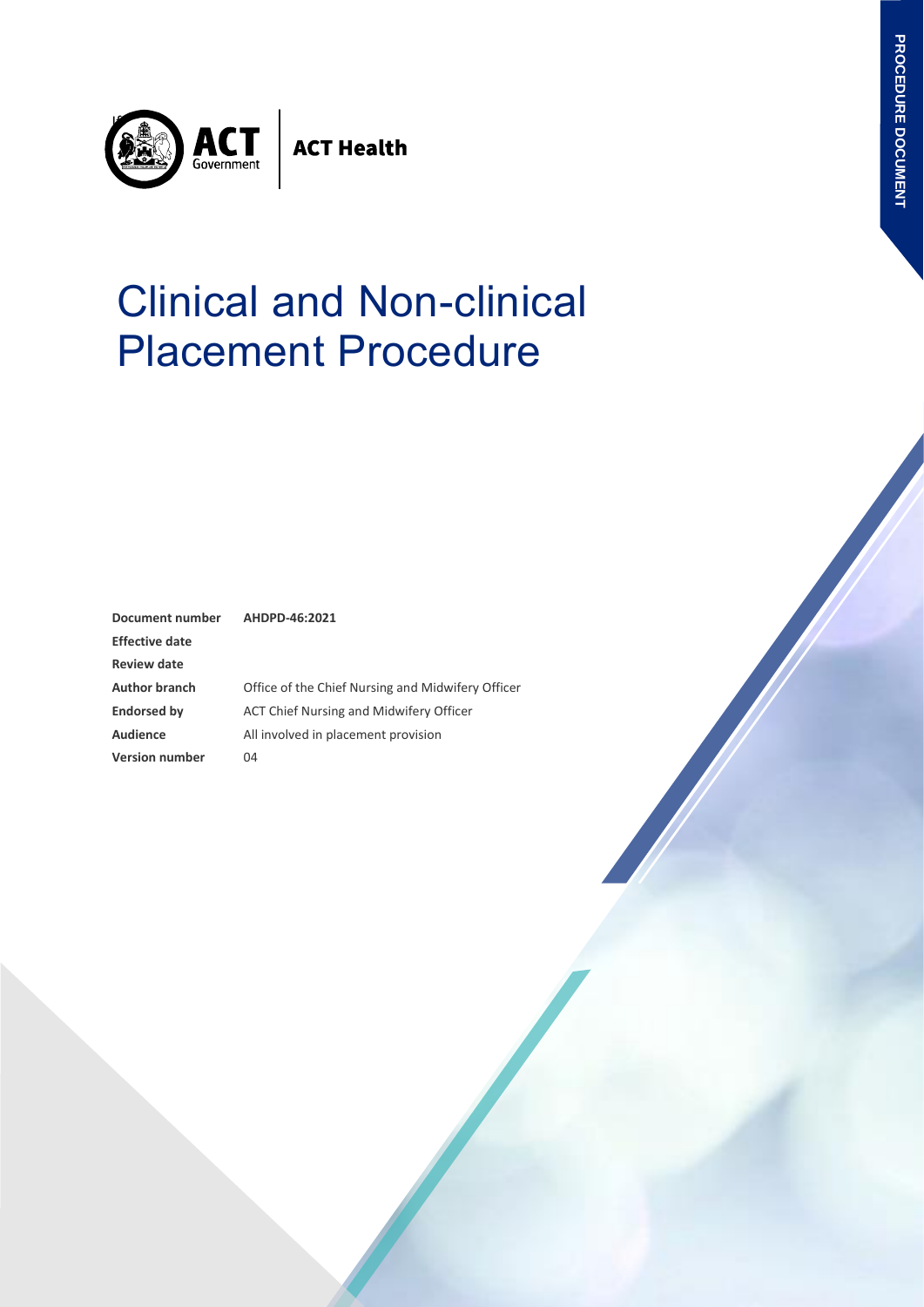ACT Government | ACT Health

PROCEDURE DOCUMENT

# Clinical and Non-clinical Placement Procedure

| | |
|---|---|
| **Document number** | **AHDPD-46:2021** |
| **Effective date** | |
| **Review date** | |
| **Author branch** | Office of the Chief Nursing and Midwifery Officer |
| **Endorsed by** | ACT Chief Nursing and Midwifery Officer |
| **Audience** | All involved in placement provision |
| **Version number** | 04 |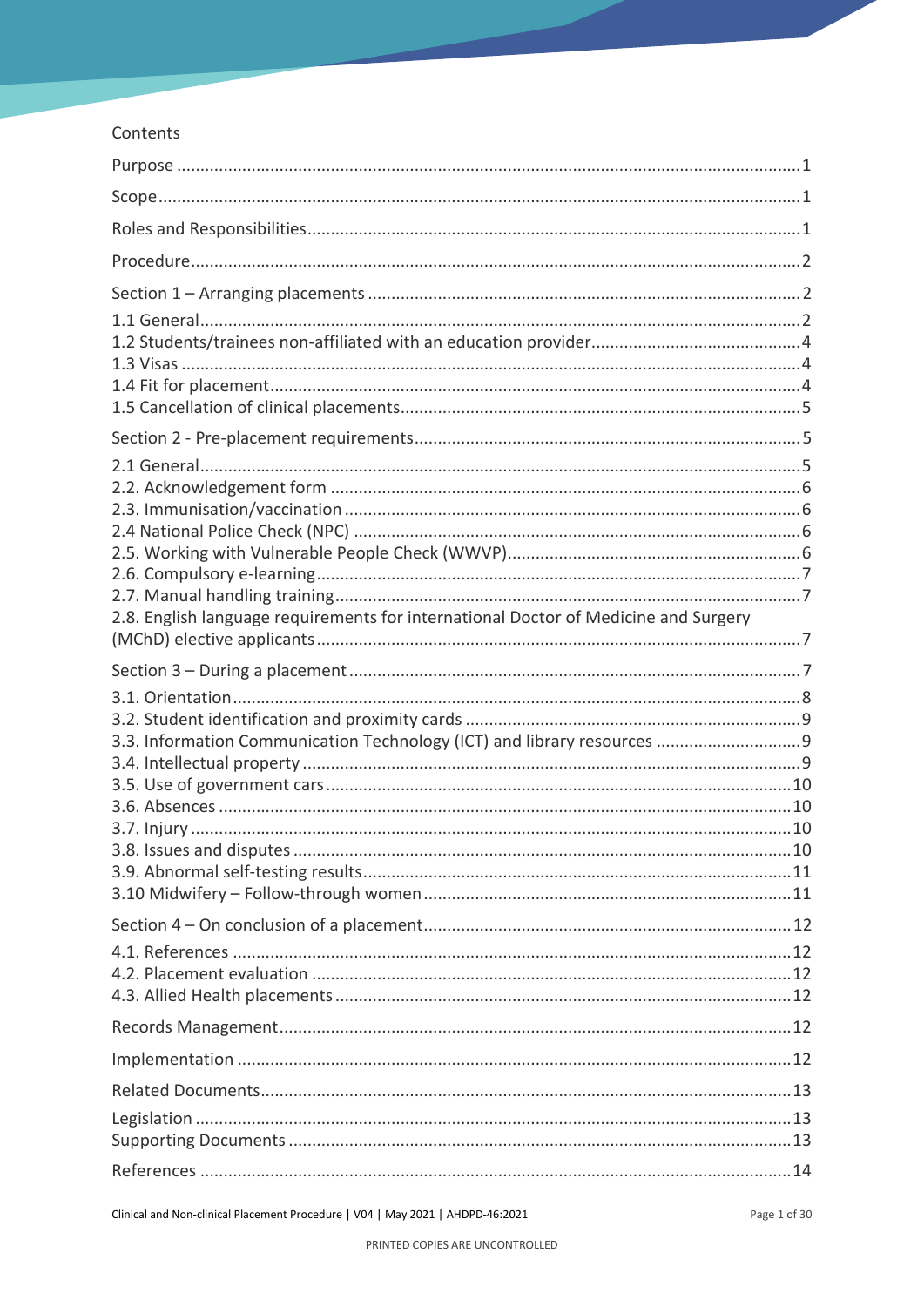Contents

Purpose ....................................................................................................................................1

Scope........................................................................................................................................1

Roles and Responsibilities.........................................................................................................1

Procedure..................................................................................................................................2

Section 1 – Arranging placements ............................................................................................2

1.1 General................................................................................................................................2
1.2 Students/trainees non-affiliated with an education provider.............................................4
1.3 Visas ....................................................................................................................................4
1.4 Fit for placement.................................................................................................................4
1.5 Cancellation of clinical placements.....................................................................................5

Section 2 - Pre-placement requirements..................................................................................5

2.1 General................................................................................................................................5
2.2. Acknowledgement form .....................................................................................................6
2.3. Immunisation/vaccination ..................................................................................................6
2.4 National Police Check (NPC) ...............................................................................................6
2.5. Working with Vulnerable People Check (WWVP)...............................................................6
2.6. Compulsory e-learning........................................................................................................7
2.7. Manual handling training....................................................................................................7
2.8. English language requirements for international Doctor of Medicine and Surgery (MChD) elective applicants.......................................................................................................7

Section 3 – During a placement ................................................................................................7

3.1. Orientation.........................................................................................................................8
3.2. Student identification and proximity cards .......................................................................9
3.3. Information Communication Technology (ICT) and library resources ...............................9
3.4. Intellectual property ..........................................................................................................9
3.5. Use of government cars....................................................................................................10
3.6. Absences ..........................................................................................................................10
3.7. Injury ................................................................................................................................10
3.8. Issues and disputes ..........................................................................................................10
3.9. Abnormal self-testing results............................................................................................11
3.10 Midwifery – Follow-through women ...............................................................................11

Section 4 – On conclusion of a placement..............................................................................12

4.1. References .......................................................................................................................12
4.2. Placement evaluation .......................................................................................................12
4.3. Allied Health placements..................................................................................................12

Records Management.............................................................................................................12

Implementation ......................................................................................................................12

Related Documents.................................................................................................................13

Legislation ...............................................................................................................................13
Supporting Documents ...........................................................................................................13

References ..............................................................................................................................14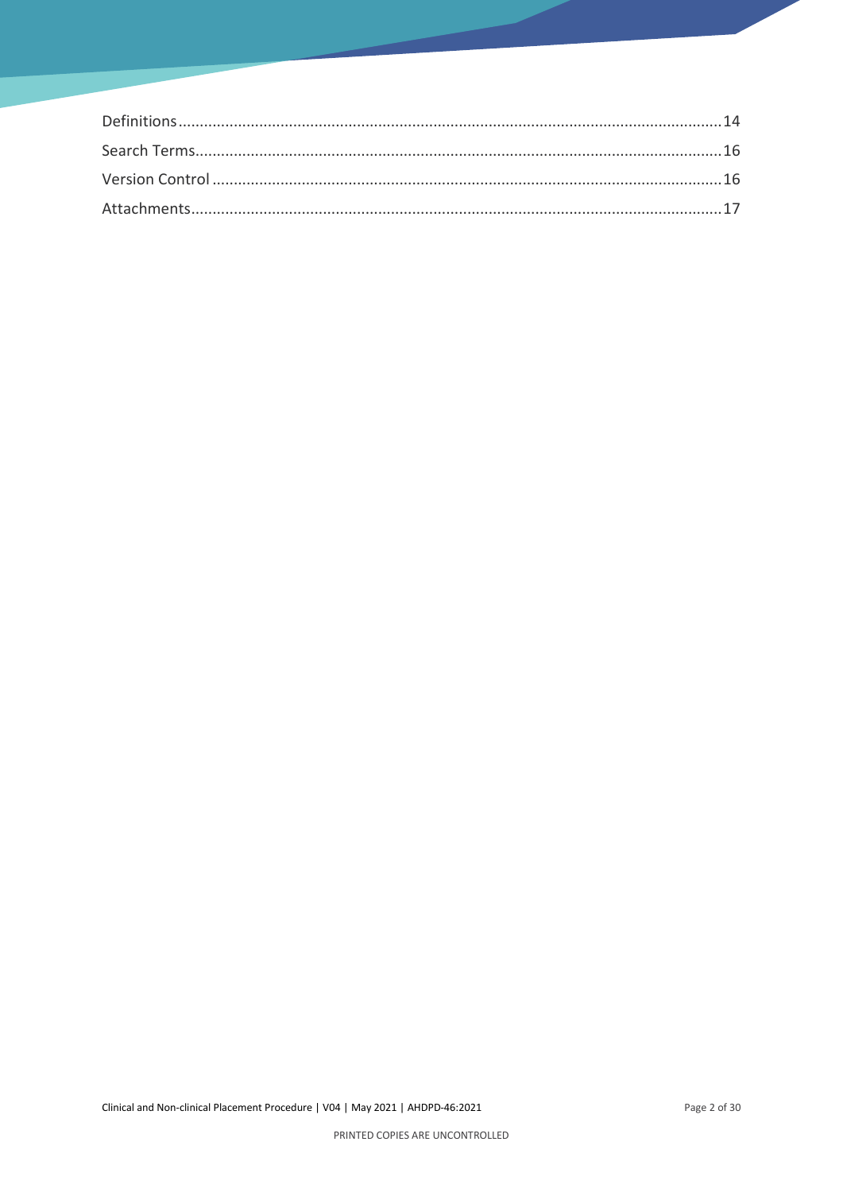Definitions................................................................................................................................14

Search Terms..............................................................................................................................16

Version Control ..........................................................................................................................16

Attachments...............................................................................................................................17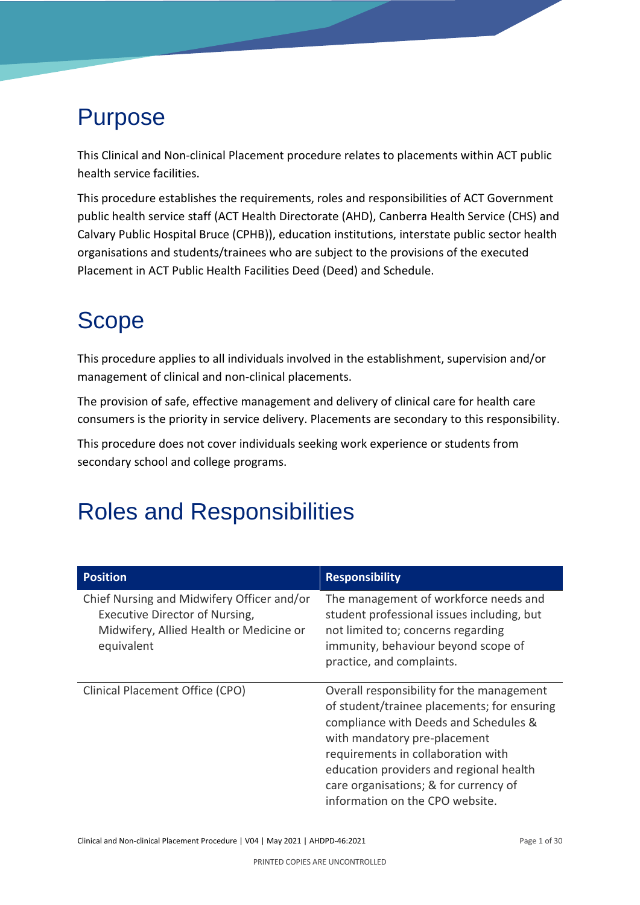# Purpose

This Clinical and Non-clinical Placement procedure relates to placements within ACT public health service facilities.

This procedure establishes the requirements, roles and responsibilities of ACT Government public health service staff (ACT Health Directorate (AHD), Canberra Health Service (CHS) and Calvary Public Hospital Bruce (CPHB)), education institutions, interstate public sector health organisations and students/trainees who are subject to the provisions of the executed Placement in ACT Public Health Facilities Deed (Deed) and Schedule.

# Scope

This procedure applies to all individuals involved in the establishment, supervision and/or management of clinical and non-clinical placements.

The provision of safe, effective management and delivery of clinical care for health care consumers is the priority in service delivery. Placements are secondary to this responsibility.

This procedure does not cover individuals seeking work experience or students from secondary school and college programs.

# Roles and Responsibilities

| Position | Responsibility |
|---|---|
| Chief Nursing and Midwifery Officer and/or Executive Director of Nursing, Midwifery, Allied Health or Medicine or equivalent | The management of workforce needs and student professional issues including, but not limited to; concerns regarding immunity, behaviour beyond scope of practice, and complaints. |
| Clinical Placement Office (CPO) | Overall responsibility for the management of student/trainee placements; for ensuring compliance with Deeds and Schedules & with mandatory pre-placement requirements in collaboration with education providers and regional health care organisations; & for currency of information on the CPO website. |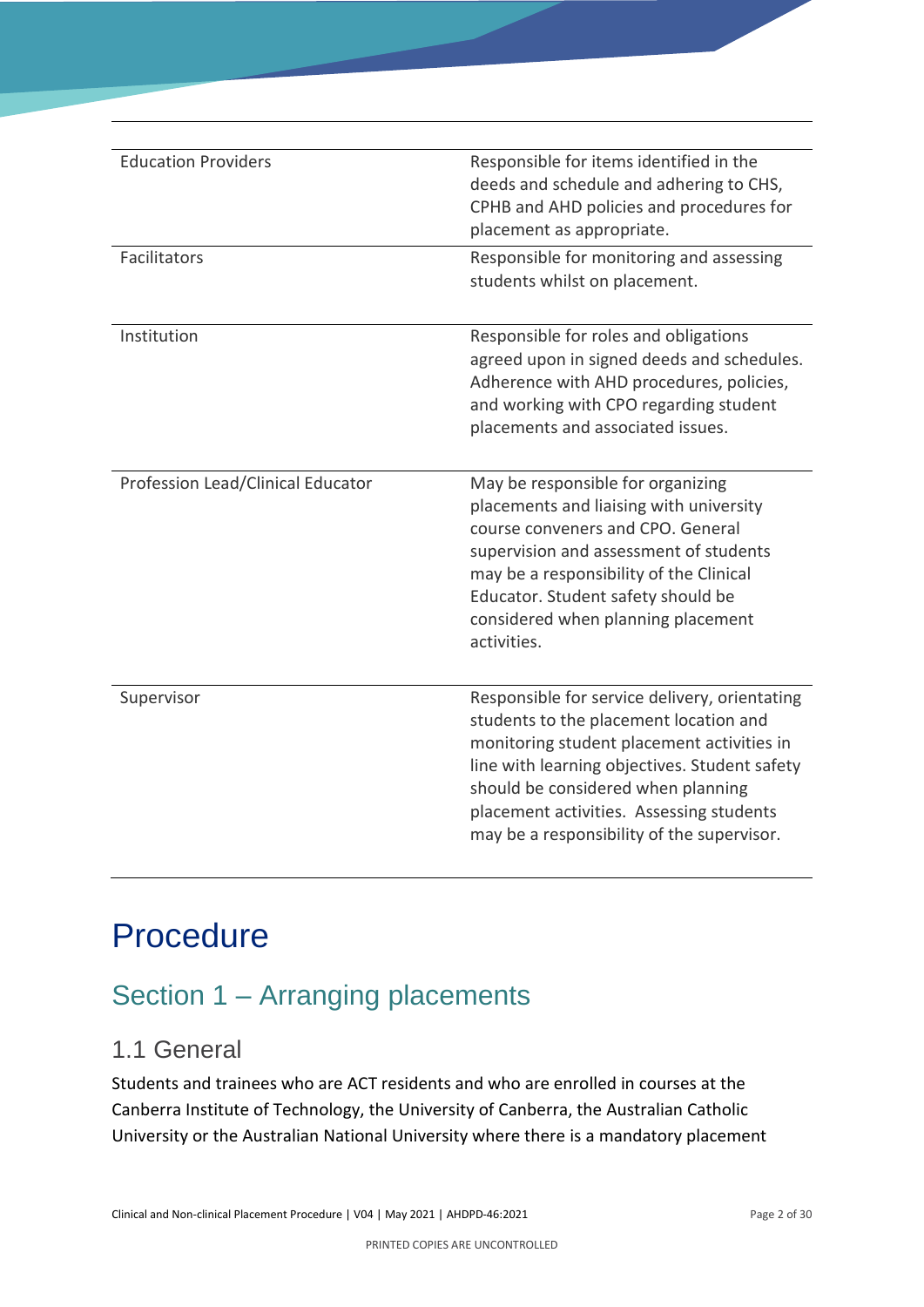| | |
|---|---|
| Education Providers | Responsible for items identified in the deeds and schedule and adhering to CHS, CPHB and AHD policies and procedures for placement as appropriate. |
| Facilitators | Responsible for monitoring and assessing students whilst on placement. |
| Institution | Responsible for roles and obligations agreed upon in signed deeds and schedules. Adherence with AHD procedures, policies, and working with CPO regarding student placements and associated issues. |
| Profession Lead/Clinical Educator | May be responsible for organizing placements and liaising with university course conveners and CPO. General supervision and assessment of students may be a responsibility of the Clinical Educator. Student safety should be considered when planning placement activities. |
| Supervisor | Responsible for service delivery, orientating students to the placement location and monitoring student placement activities in line with learning objectives. Student safety should be considered when planning placement activities. Assessing students may be a responsibility of the supervisor. |

# Procedure

## Section 1 – Arranging placements

### 1.1 General

Students and trainees who are ACT residents and who are enrolled in courses at the Canberra Institute of Technology, the University of Canberra, the Australian Catholic University or the Australian National University where there is a mandatory placement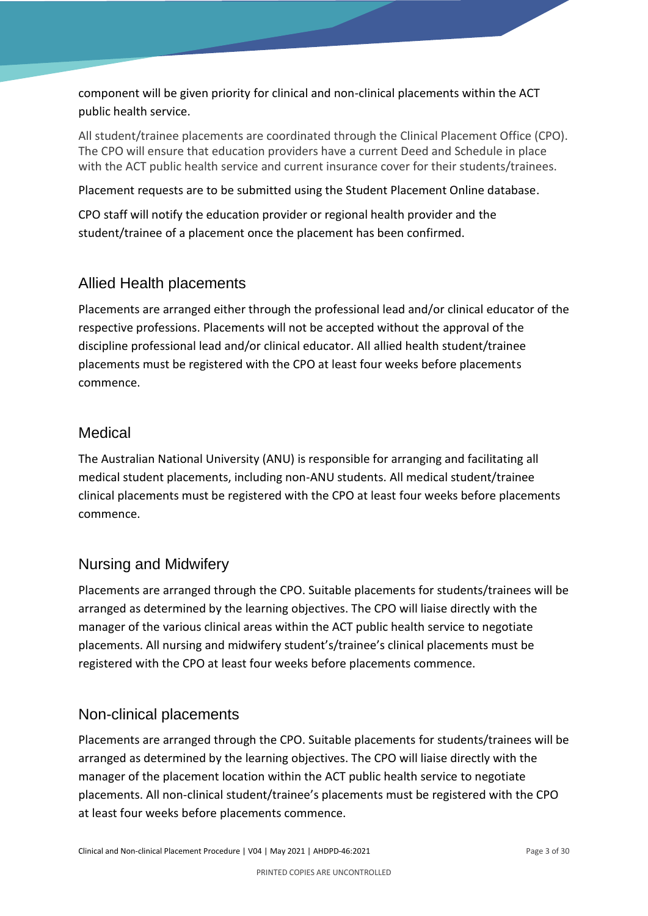component will be given priority for clinical and non-clinical placements within the ACT public health service.

All student/trainee placements are coordinated through the Clinical Placement Office (CPO). The CPO will ensure that education providers have a current Deed and Schedule in place with the ACT public health service and current insurance cover for their students/trainees.

Placement requests are to be submitted using the Student Placement Online database.

CPO staff will notify the education provider or regional health provider and the student/trainee of a placement once the placement has been confirmed.

## Allied Health placements

Placements are arranged either through the professional lead and/or clinical educator of the respective professions. Placements will not be accepted without the approval of the discipline professional lead and/or clinical educator. All allied health student/trainee placements must be registered with the CPO at least four weeks before placements commence.

## Medical

The Australian National University (ANU) is responsible for arranging and facilitating all medical student placements, including non-ANU students. All medical student/trainee clinical placements must be registered with the CPO at least four weeks before placements commence.

## Nursing and Midwifery

Placements are arranged through the CPO. Suitable placements for students/trainees will be arranged as determined by the learning objectives. The CPO will liaise directly with the manager of the various clinical areas within the ACT public health service to negotiate placements. All nursing and midwifery student's/trainee's clinical placements must be registered with the CPO at least four weeks before placements commence.

## Non-clinical placements

Placements are arranged through the CPO. Suitable placements for students/trainees will be arranged as determined by the learning objectives. The CPO will liaise directly with the manager of the placement location within the ACT public health service to negotiate placements. All non-clinical student/trainee's placements must be registered with the CPO at least four weeks before placements commence.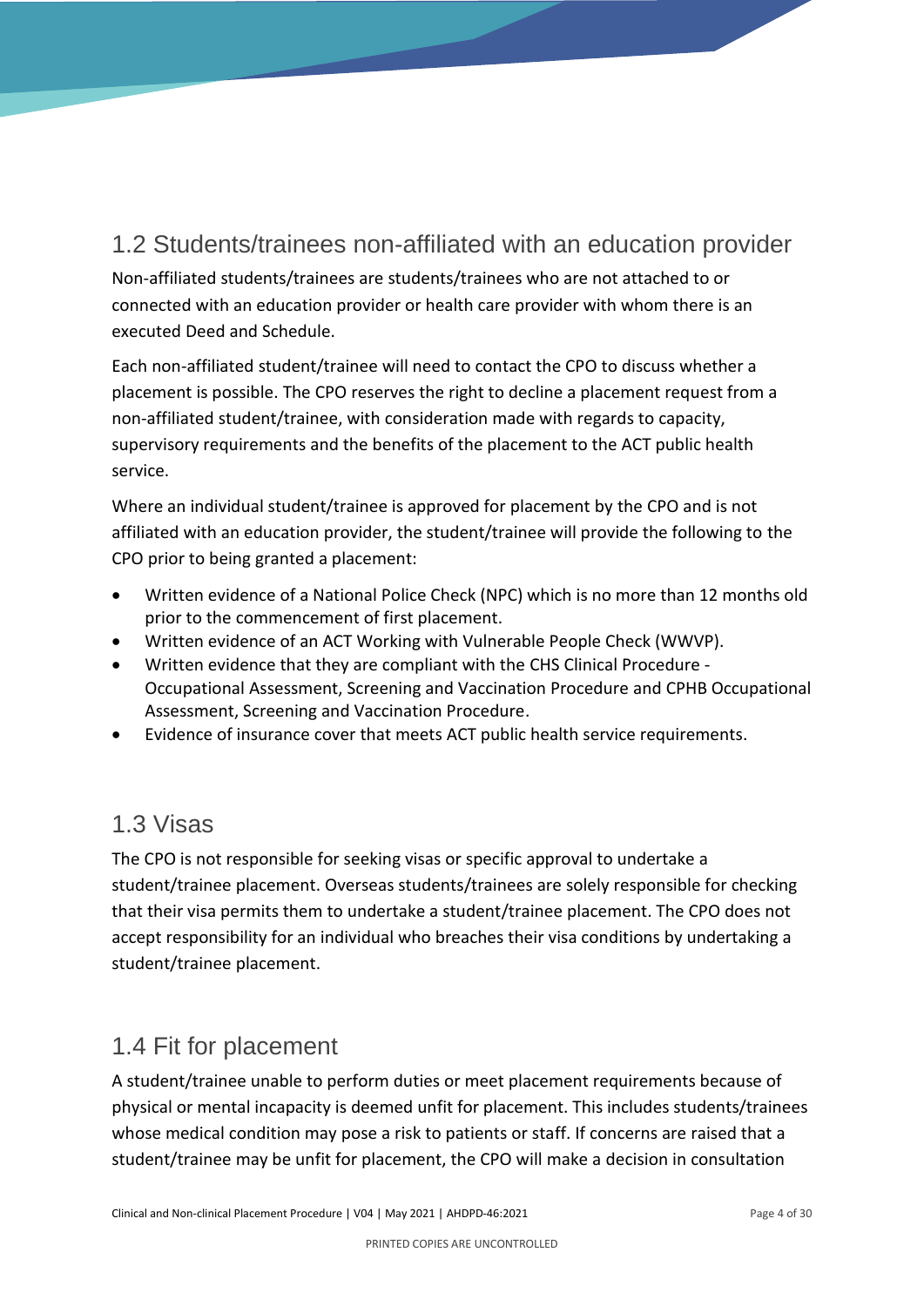## 1.2 Students/trainees non-affiliated with an education provider

Non-affiliated students/trainees are students/trainees who are not attached to or connected with an education provider or health care provider with whom there is an executed Deed and Schedule.

Each non-affiliated student/trainee will need to contact the CPO to discuss whether a placement is possible. The CPO reserves the right to decline a placement request from a non-affiliated student/trainee, with consideration made with regards to capacity, supervisory requirements and the benefits of the placement to the ACT public health service.

Where an individual student/trainee is approved for placement by the CPO and is not affiliated with an education provider, the student/trainee will provide the following to the CPO prior to being granted a placement:

- Written evidence of a National Police Check (NPC) which is no more than 12 months old prior to the commencement of first placement.
- Written evidence of an ACT Working with Vulnerable People Check (WWVP).
- Written evidence that they are compliant with the CHS Clinical Procedure - Occupational Assessment, Screening and Vaccination Procedure and CPHB Occupational Assessment, Screening and Vaccination Procedure.
- Evidence of insurance cover that meets ACT public health service requirements.

## 1.3 Visas

The CPO is not responsible for seeking visas or specific approval to undertake a student/trainee placement. Overseas students/trainees are solely responsible for checking that their visa permits them to undertake a student/trainee placement. The CPO does not accept responsibility for an individual who breaches their visa conditions by undertaking a student/trainee placement.

## 1.4 Fit for placement

A student/trainee unable to perform duties or meet placement requirements because of physical or mental incapacity is deemed unfit for placement. This includes students/trainees whose medical condition may pose a risk to patients or staff. If concerns are raised that a student/trainee may be unfit for placement, the CPO will make a decision in consultation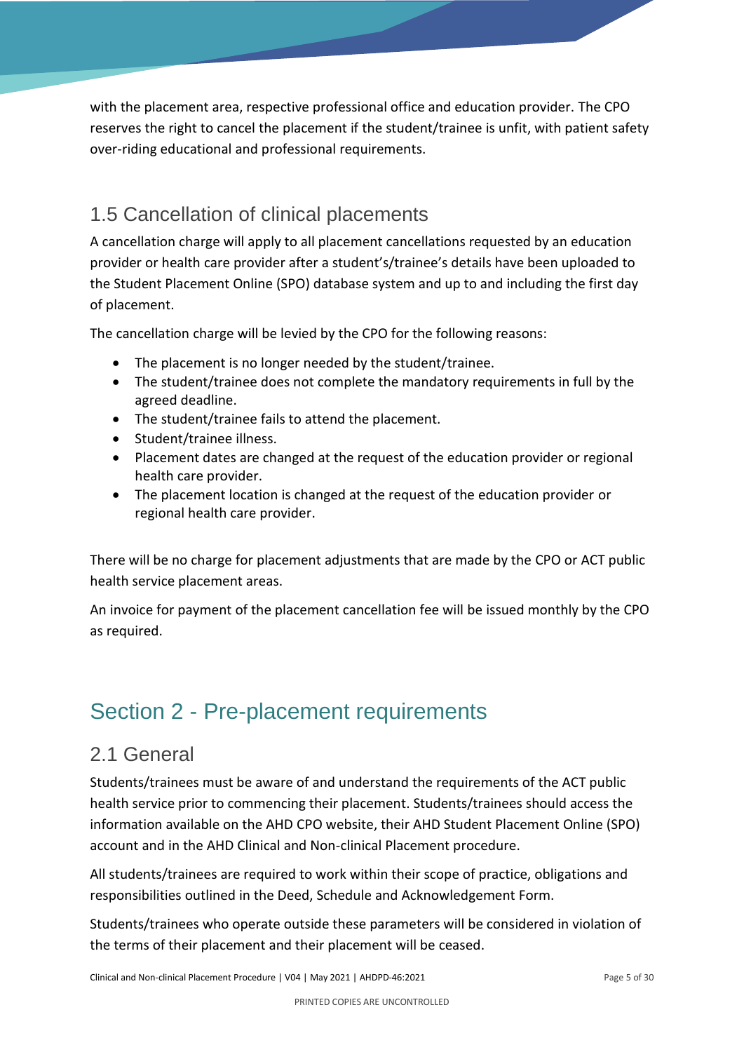with the placement area, respective professional office and education provider. The CPO reserves the right to cancel the placement if the student/trainee is unfit, with patient safety over-riding educational and professional requirements.

### 1.5 Cancellation of clinical placements

A cancellation charge will apply to all placement cancellations requested by an education provider or health care provider after a student's/trainee's details have been uploaded to the Student Placement Online (SPO) database system and up to and including the first day of placement.

The cancellation charge will be levied by the CPO for the following reasons:

- The placement is no longer needed by the student/trainee.
- The student/trainee does not complete the mandatory requirements in full by the agreed deadline.
- The student/trainee fails to attend the placement.
- Student/trainee illness.
- Placement dates are changed at the request of the education provider or regional health care provider.
- The placement location is changed at the request of the education provider or regional health care provider.

There will be no charge for placement adjustments that are made by the CPO or ACT public health service placement areas.

An invoice for payment of the placement cancellation fee will be issued monthly by the CPO as required.

## Section 2 - Pre-placement requirements

### 2.1 General

Students/trainees must be aware of and understand the requirements of the ACT public health service prior to commencing their placement. Students/trainees should access the information available on the AHD CPO website, their AHD Student Placement Online (SPO) account and in the AHD Clinical and Non-clinical Placement procedure.

All students/trainees are required to work within their scope of practice, obligations and responsibilities outlined in the Deed, Schedule and Acknowledgement Form.

Students/trainees who operate outside these parameters will be considered in violation of the terms of their placement and their placement will be ceased.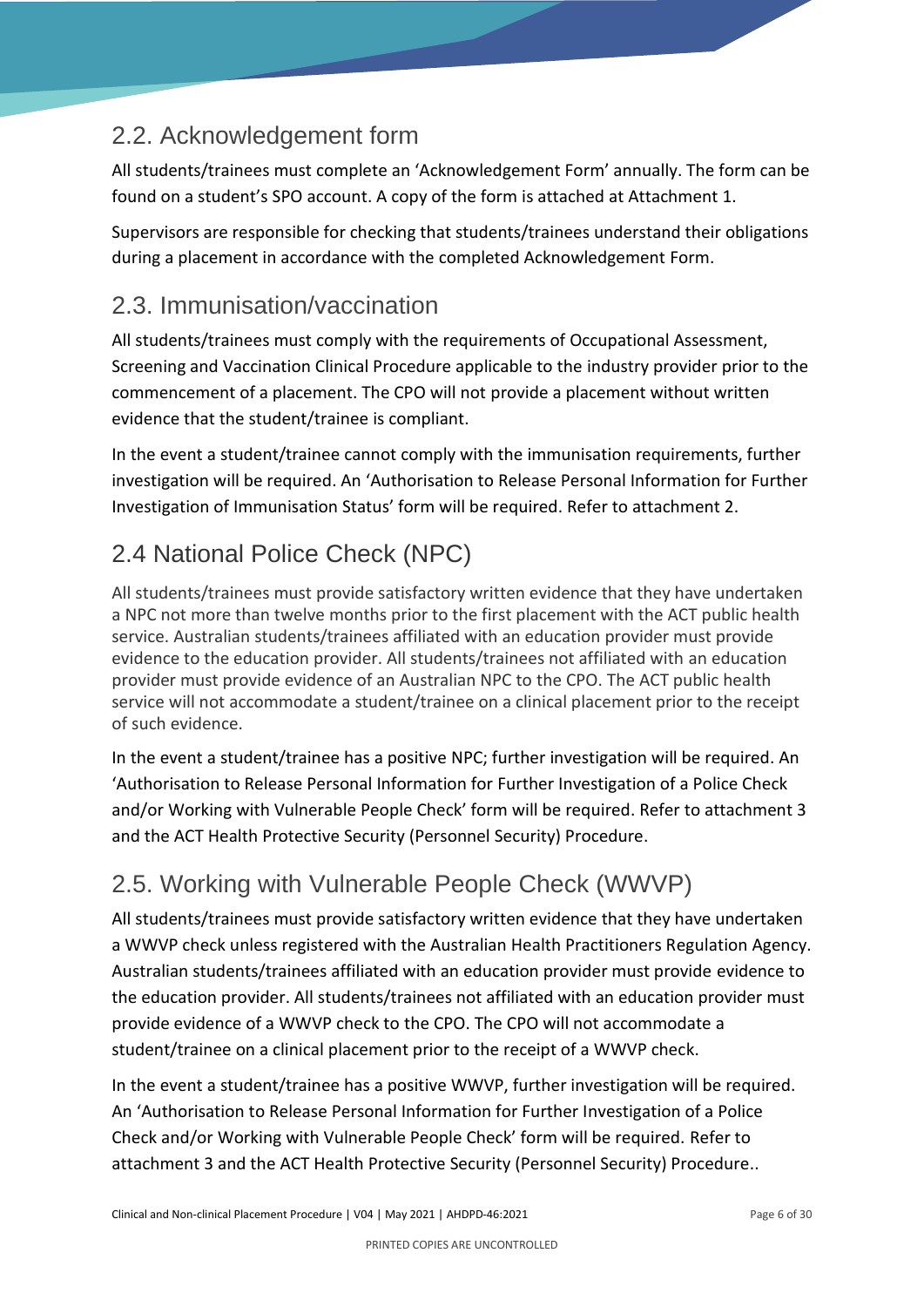## 2.2. Acknowledgement form

All students/trainees must complete an 'Acknowledgement Form' annually. The form can be found on a student's SPO account. A copy of the form is attached at Attachment 1.

Supervisors are responsible for checking that students/trainees understand their obligations during a placement in accordance with the completed Acknowledgement Form.

## 2.3. Immunisation/vaccination

All students/trainees must comply with the requirements of Occupational Assessment, Screening and Vaccination Clinical Procedure applicable to the industry provider prior to the commencement of a placement. The CPO will not provide a placement without written evidence that the student/trainee is compliant.

In the event a student/trainee cannot comply with the immunisation requirements, further investigation will be required. An 'Authorisation to Release Personal Information for Further Investigation of Immunisation Status' form will be required. Refer to attachment 2.

## 2.4 National Police Check (NPC)

All students/trainees must provide satisfactory written evidence that they have undertaken a NPC not more than twelve months prior to the first placement with the ACT public health service. Australian students/trainees affiliated with an education provider must provide evidence to the education provider. All students/trainees not affiliated with an education provider must provide evidence of an Australian NPC to the CPO. The ACT public health service will not accommodate a student/trainee on a clinical placement prior to the receipt of such evidence.

In the event a student/trainee has a positive NPC; further investigation will be required. An 'Authorisation to Release Personal Information for Further Investigation of a Police Check and/or Working with Vulnerable People Check' form will be required. Refer to attachment 3 and the ACT Health Protective Security (Personnel Security) Procedure.

## 2.5. Working with Vulnerable People Check (WWVP)

All students/trainees must provide satisfactory written evidence that they have undertaken a WWVP check unless registered with the Australian Health Practitioners Regulation Agency. Australian students/trainees affiliated with an education provider must provide evidence to the education provider. All students/trainees not affiliated with an education provider must provide evidence of a WWVP check to the CPO. The CPO will not accommodate a student/trainee on a clinical placement prior to the receipt of a WWVP check.

In the event a student/trainee has a positive WWVP, further investigation will be required. An 'Authorisation to Release Personal Information for Further Investigation of a Police Check and/or Working with Vulnerable People Check' form will be required. Refer to attachment 3 and the ACT Health Protective Security (Personnel Security) Procedure..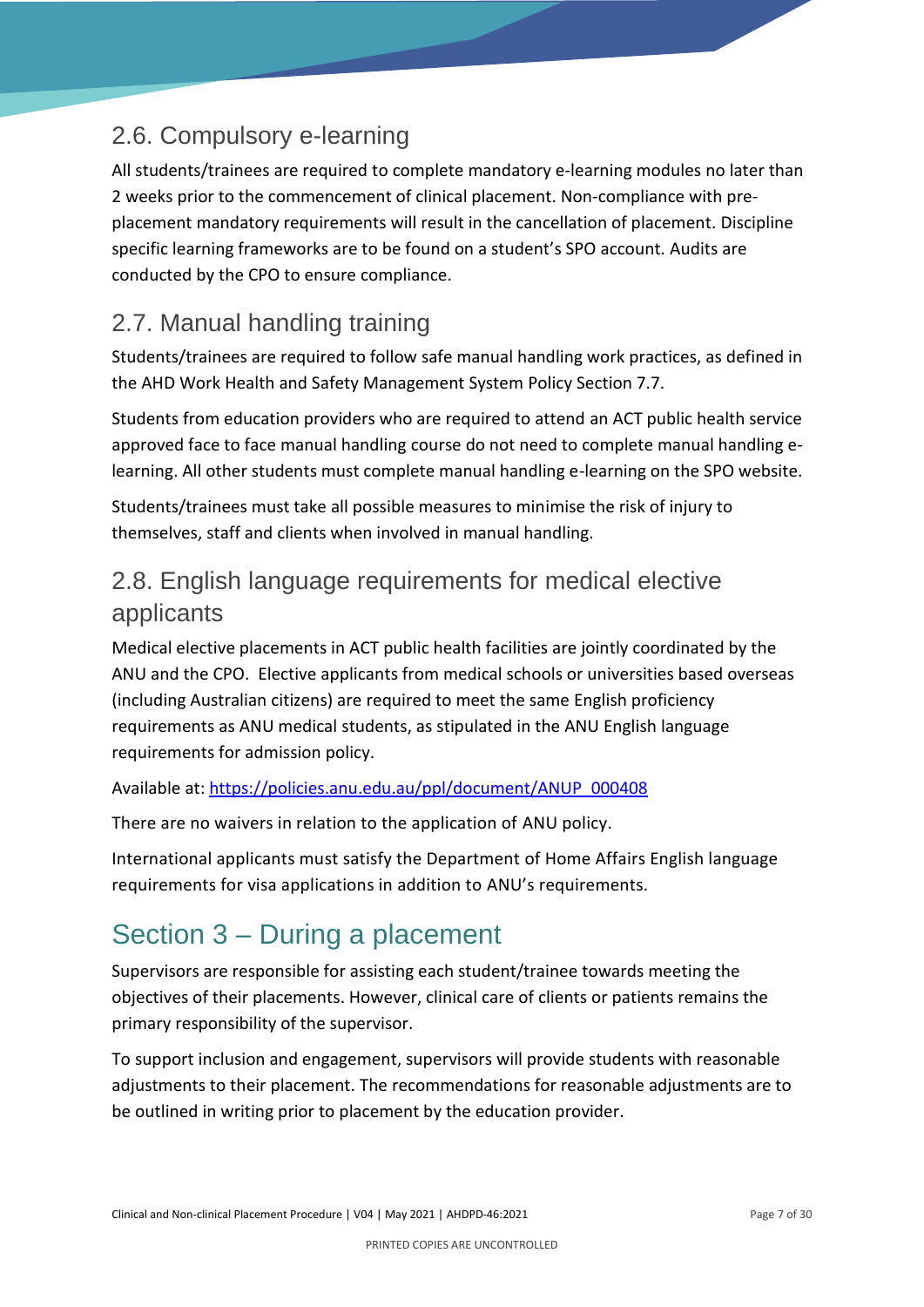### 2.6. Compulsory e-learning

All students/trainees are required to complete mandatory e-learning modules no later than 2 weeks prior to the commencement of clinical placement. Non-compliance with pre-placement mandatory requirements will result in the cancellation of placement. Discipline specific learning frameworks are to be found on a student's SPO account. Audits are conducted by the CPO to ensure compliance.

### 2.7. Manual handling training

Students/trainees are required to follow safe manual handling work practices, as defined in the AHD Work Health and Safety Management System Policy Section 7.7.

Students from education providers who are required to attend an ACT public health service approved face to face manual handling course do not need to complete manual handling e-learning. All other students must complete manual handling e-learning on the SPO website.

Students/trainees must take all possible measures to minimise the risk of injury to themselves, staff and clients when involved in manual handling.

### 2.8. English language requirements for medical elective applicants

Medical elective placements in ACT public health facilities are jointly coordinated by the ANU and the CPO. Elective applicants from medical schools or universities based overseas (including Australian citizens) are required to meet the same English proficiency requirements as ANU medical students, as stipulated in the ANU English language requirements for admission policy.

Available at: [https://policies.anu.edu.au/ppl/document/ANUP_000408](https://policies.anu.edu.au/ppl/document/ANUP_000408)

There are no waivers in relation to the application of ANU policy.

International applicants must satisfy the Department of Home Affairs English language requirements for visa applications in addition to ANU's requirements.

## Section 3 – During a placement

Supervisors are responsible for assisting each student/trainee towards meeting the objectives of their placements. However, clinical care of clients or patients remains the primary responsibility of the supervisor.

To support inclusion and engagement, supervisors will provide students with reasonable adjustments to their placement. The recommendations for reasonable adjustments are to be outlined in writing prior to placement by the education provider.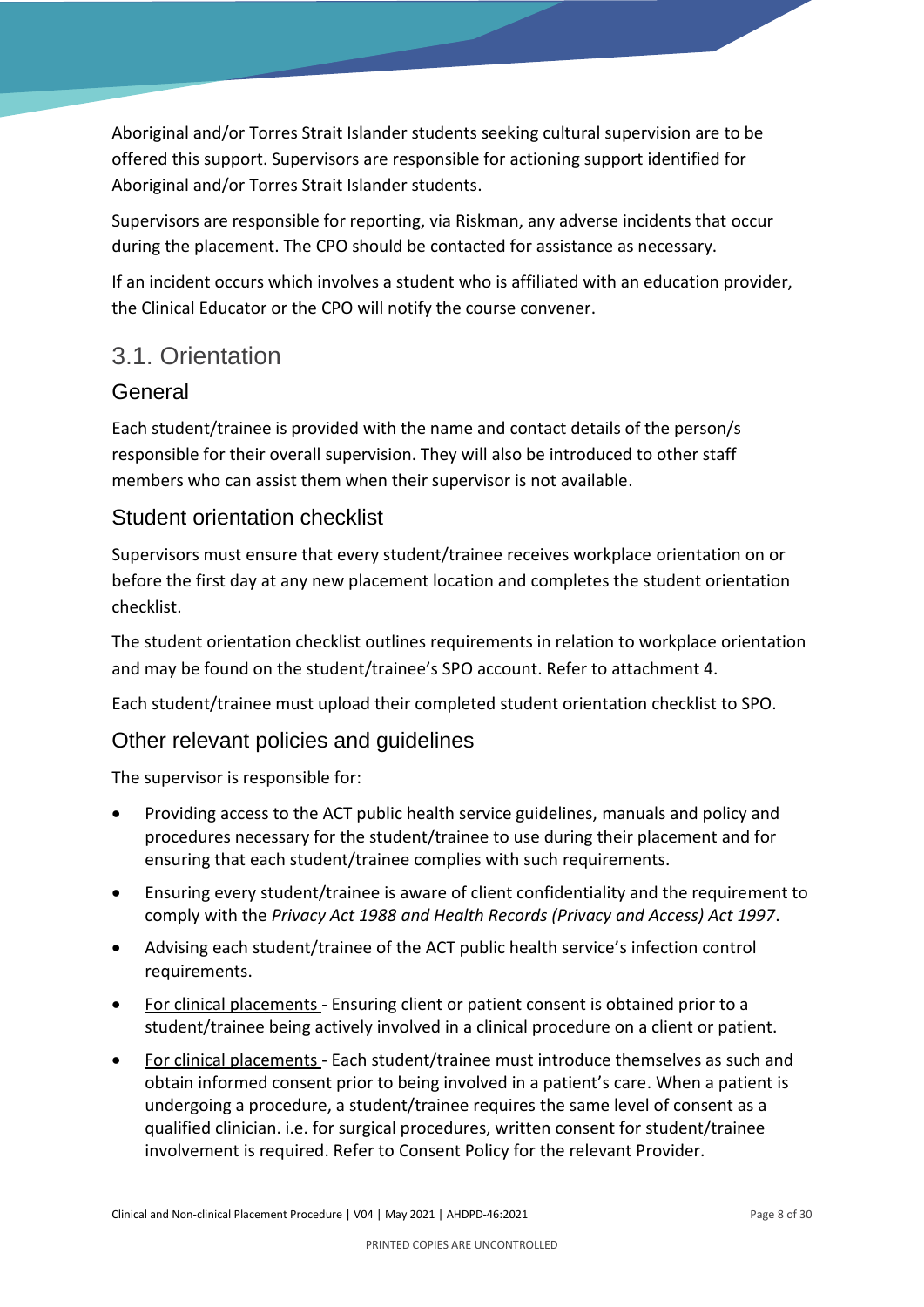Aboriginal and/or Torres Strait Islander students seeking cultural supervision are to be offered this support. Supervisors are responsible for actioning support identified for Aboriginal and/or Torres Strait Islander students.

Supervisors are responsible for reporting, via Riskman, any adverse incidents that occur during the placement. The CPO should be contacted for assistance as necessary.

If an incident occurs which involves a student who is affiliated with an education provider, the Clinical Educator or the CPO will notify the course convener.

## 3.1. Orientation

### General

Each student/trainee is provided with the name and contact details of the person/s responsible for their overall supervision. They will also be introduced to other staff members who can assist them when their supervisor is not available.

### Student orientation checklist

Supervisors must ensure that every student/trainee receives workplace orientation on or before the first day at any new placement location and completes the student orientation checklist.

The student orientation checklist outlines requirements in relation to workplace orientation and may be found on the student/trainee's SPO account. Refer to attachment 4.

Each student/trainee must upload their completed student orientation checklist to SPO.

### Other relevant policies and guidelines

The supervisor is responsible for:

- Providing access to the ACT public health service guidelines, manuals and policy and procedures necessary for the student/trainee to use during their placement and for ensuring that each student/trainee complies with such requirements.
- Ensuring every student/trainee is aware of client confidentiality and the requirement to comply with the *Privacy Act 1988 and Health Records (Privacy and Access) Act 1997*.
- Advising each student/trainee of the ACT public health service's infection control requirements.
- <u>For clinical placements</u> - Ensuring client or patient consent is obtained prior to a student/trainee being actively involved in a clinical procedure on a client or patient.
- <u>For clinical placements</u> - Each student/trainee must introduce themselves as such and obtain informed consent prior to being involved in a patient's care. When a patient is undergoing a procedure, a student/trainee requires the same level of consent as a qualified clinician. i.e. for surgical procedures, written consent for student/trainee involvement is required. Refer to Consent Policy for the relevant Provider.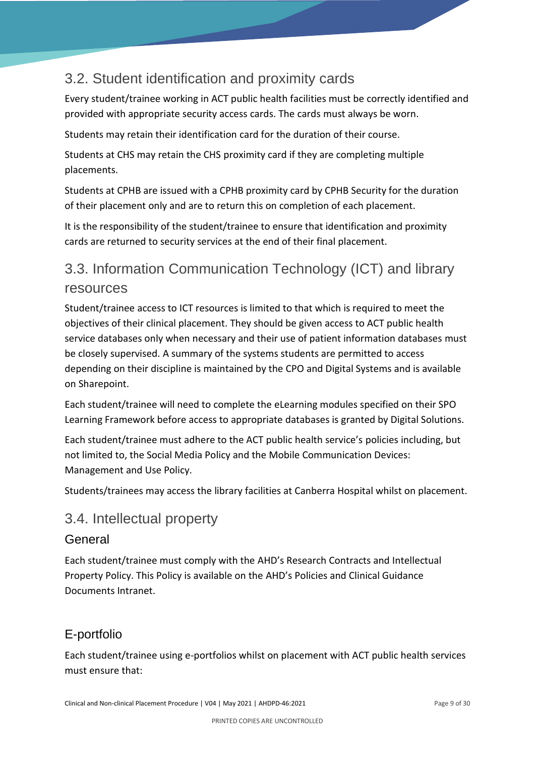## 3.2. Student identification and proximity cards

Every student/trainee working in ACT public health facilities must be correctly identified and provided with appropriate security access cards. The cards must always be worn.

Students may retain their identification card for the duration of their course.

Students at CHS may retain the CHS proximity card if they are completing multiple placements.

Students at CPHB are issued with a CPHB proximity card by CPHB Security for the duration of their placement only and are to return this on completion of each placement.

It is the responsibility of the student/trainee to ensure that identification and proximity cards are returned to security services at the end of their final placement.

## 3.3. Information Communication Technology (ICT) and library resources

Student/trainee access to ICT resources is limited to that which is required to meet the objectives of their clinical placement. They should be given access to ACT public health service databases only when necessary and their use of patient information databases must be closely supervised. A summary of the systems students are permitted to access depending on their discipline is maintained by the CPO and Digital Systems and is available on Sharepoint.

Each student/trainee will need to complete the eLearning modules specified on their SPO Learning Framework before access to appropriate databases is granted by Digital Solutions.

Each student/trainee must adhere to the ACT public health service's policies including, but not limited to, the Social Media Policy and the Mobile Communication Devices: Management and Use Policy.

Students/trainees may access the library facilities at Canberra Hospital whilst on placement.

## 3.4. Intellectual property

### General

Each student/trainee must comply with the AHD's Research Contracts and Intellectual Property Policy. This Policy is available on the AHD's Policies and Clinical Guidance Documents Intranet.

### E-portfolio

Each student/trainee using e-portfolios whilst on placement with ACT public health services must ensure that: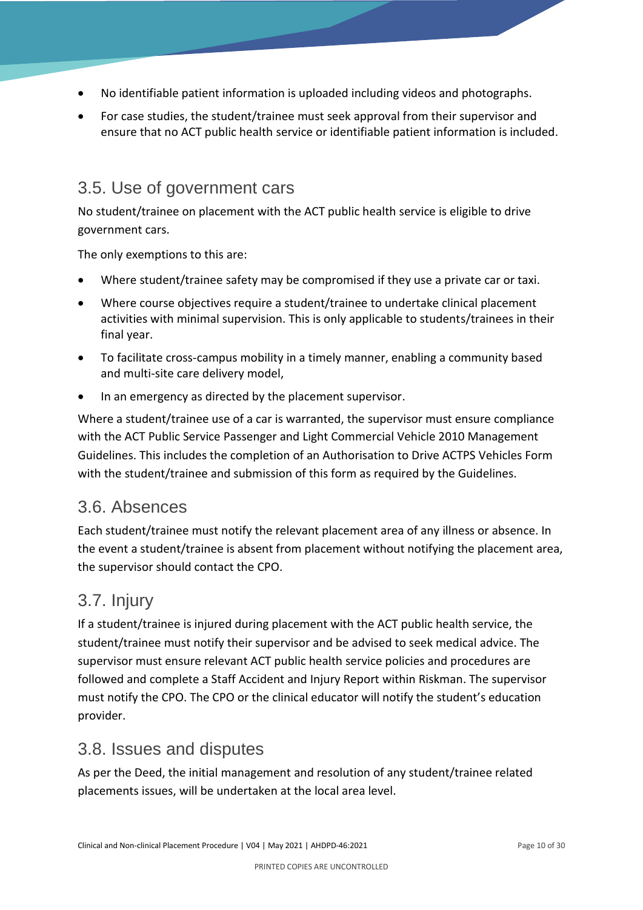- No identifiable patient information is uploaded including videos and photographs.
- For case studies, the student/trainee must seek approval from their supervisor and ensure that no ACT public health service or identifiable patient information is included.

## 3.5. Use of government cars

No student/trainee on placement with the ACT public health service is eligible to drive government cars.

The only exemptions to this are:

- Where student/trainee safety may be compromised if they use a private car or taxi.
- Where course objectives require a student/trainee to undertake clinical placement activities with minimal supervision. This is only applicable to students/trainees in their final year.
- To facilitate cross-campus mobility in a timely manner, enabling a community based and multi-site care delivery model,
- In an emergency as directed by the placement supervisor.

Where a student/trainee use of a car is warranted, the supervisor must ensure compliance with the ACT Public Service Passenger and Light Commercial Vehicle 2010 Management Guidelines. This includes the completion of an Authorisation to Drive ACTPS Vehicles Form with the student/trainee and submission of this form as required by the Guidelines.

## 3.6. Absences

Each student/trainee must notify the relevant placement area of any illness or absence. In the event a student/trainee is absent from placement without notifying the placement area, the supervisor should contact the CPO.

## 3.7. Injury

If a student/trainee is injured during placement with the ACT public health service, the student/trainee must notify their supervisor and be advised to seek medical advice. The supervisor must ensure relevant ACT public health service policies and procedures are followed and complete a Staff Accident and Injury Report within Riskman. The supervisor must notify the CPO. The CPO or the clinical educator will notify the student's education provider.

## 3.8. Issues and disputes

As per the Deed, the initial management and resolution of any student/trainee related placements issues, will be undertaken at the local area level.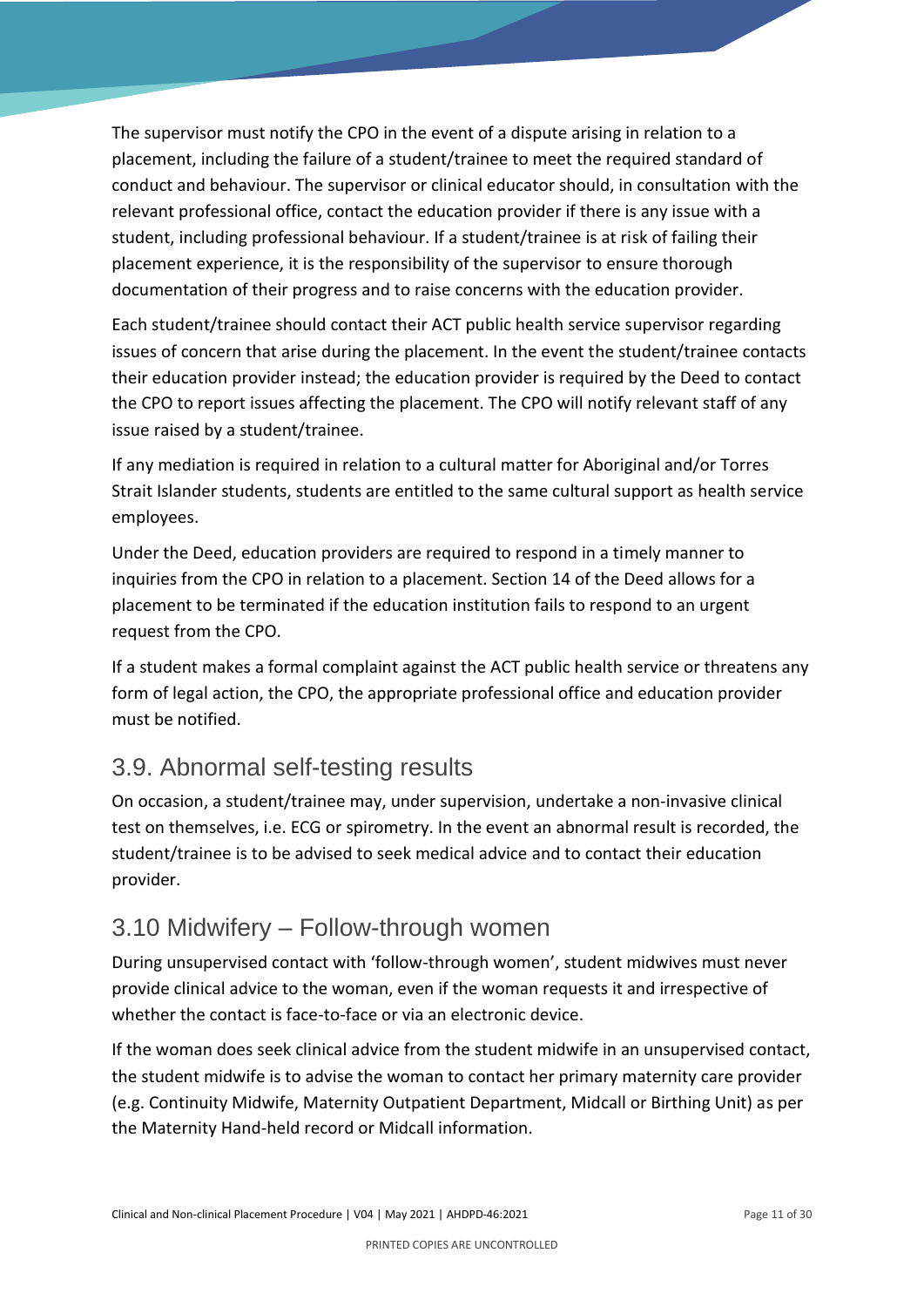The supervisor must notify the CPO in the event of a dispute arising in relation to a placement, including the failure of a student/trainee to meet the required standard of conduct and behaviour. The supervisor or clinical educator should, in consultation with the relevant professional office, contact the education provider if there is any issue with a student, including professional behaviour. If a student/trainee is at risk of failing their placement experience, it is the responsibility of the supervisor to ensure thorough documentation of their progress and to raise concerns with the education provider.

Each student/trainee should contact their ACT public health service supervisor regarding issues of concern that arise during the placement. In the event the student/trainee contacts their education provider instead; the education provider is required by the Deed to contact the CPO to report issues affecting the placement. The CPO will notify relevant staff of any issue raised by a student/trainee.

If any mediation is required in relation to a cultural matter for Aboriginal and/or Torres Strait Islander students, students are entitled to the same cultural support as health service employees.

Under the Deed, education providers are required to respond in a timely manner to inquiries from the CPO in relation to a placement. Section 14 of the Deed allows for a placement to be terminated if the education institution fails to respond to an urgent request from the CPO.

If a student makes a formal complaint against the ACT public health service or threatens any form of legal action, the CPO, the appropriate professional office and education provider must be notified.

## 3.9. Abnormal self-testing results

On occasion, a student/trainee may, under supervision, undertake a non-invasive clinical test on themselves, i.e. ECG or spirometry. In the event an abnormal result is recorded, the student/trainee is to be advised to seek medical advice and to contact their education provider.

## 3.10 Midwifery – Follow-through women

During unsupervised contact with 'follow-through women', student midwives must never provide clinical advice to the woman, even if the woman requests it and irrespective of whether the contact is face-to-face or via an electronic device.

If the woman does seek clinical advice from the student midwife in an unsupervised contact, the student midwife is to advise the woman to contact her primary maternity care provider (e.g. Continuity Midwife, Maternity Outpatient Department, Midcall or Birthing Unit) as per the Maternity Hand-held record or Midcall information.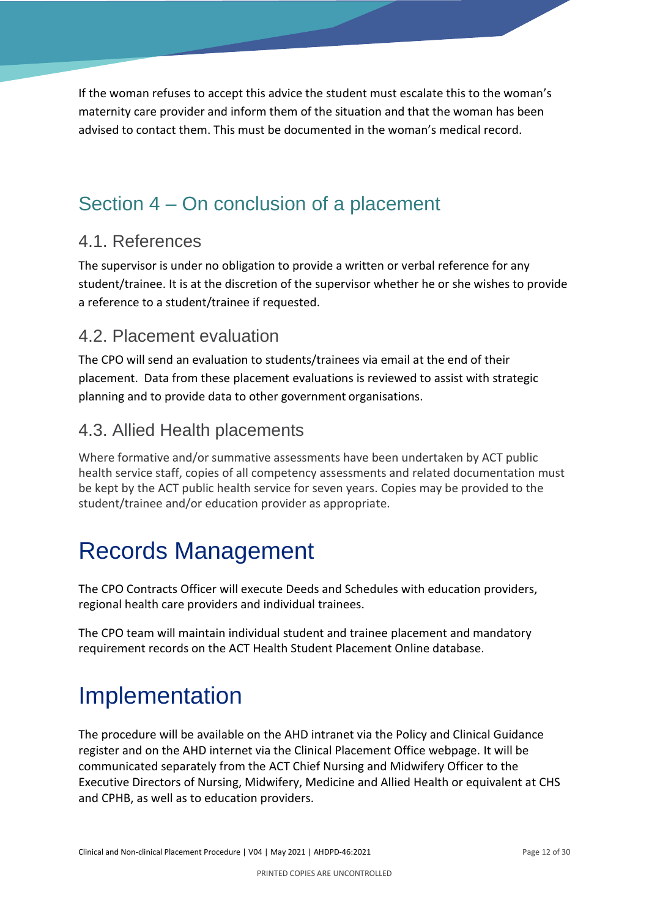If the woman refuses to accept this advice the student must escalate this to the woman's maternity care provider and inform them of the situation and that the woman has been advised to contact them. This must be documented in the woman's medical record.

## Section 4 – On conclusion of a placement

### 4.1. References

The supervisor is under no obligation to provide a written or verbal reference for any student/trainee. It is at the discretion of the supervisor whether he or she wishes to provide a reference to a student/trainee if requested.

### 4.2. Placement evaluation

The CPO will send an evaluation to students/trainees via email at the end of their placement. Data from these placement evaluations is reviewed to assist with strategic planning and to provide data to other government organisations.

### 4.3. Allied Health placements

Where formative and/or summative assessments have been undertaken by ACT public health service staff, copies of all competency assessments and related documentation must be kept by the ACT public health service for seven years. Copies may be provided to the student/trainee and/or education provider as appropriate.

# Records Management

The CPO Contracts Officer will execute Deeds and Schedules with education providers, regional health care providers and individual trainees.

The CPO team will maintain individual student and trainee placement and mandatory requirement records on the ACT Health Student Placement Online database.

# Implementation

The procedure will be available on the AHD intranet via the Policy and Clinical Guidance register and on the AHD internet via the Clinical Placement Office webpage. It will be communicated separately from the ACT Chief Nursing and Midwifery Officer to the Executive Directors of Nursing, Midwifery, Medicine and Allied Health or equivalent at CHS and CPHB, as well as to education providers.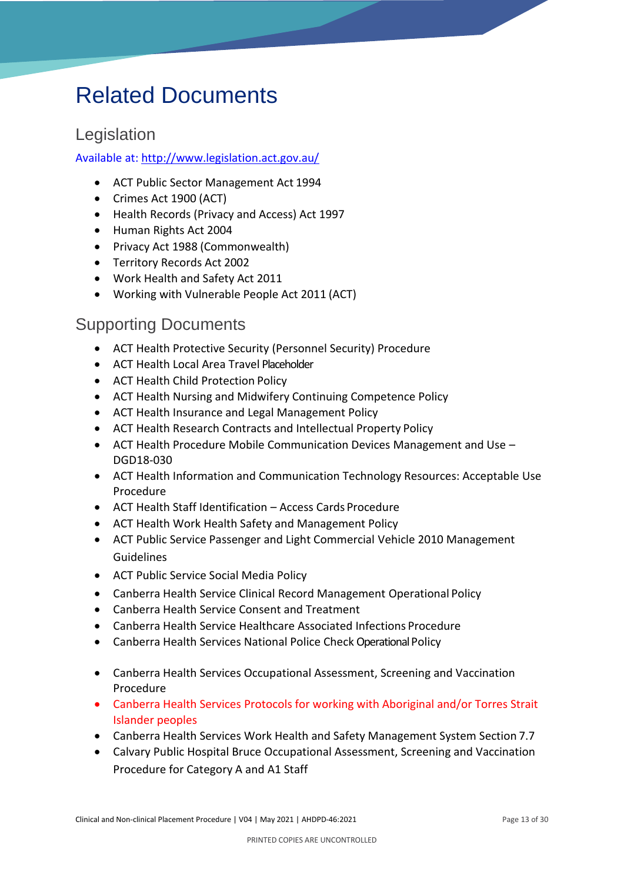# Related Documents

## Legislation

Available at: http://www.legislation.act.gov.au/

- ACT Public Sector Management Act 1994
- Crimes Act 1900 (ACT)
- Health Records (Privacy and Access) Act 1997
- Human Rights Act 2004
- Privacy Act 1988 (Commonwealth)
- Territory Records Act 2002
- Work Health and Safety Act 2011
- Working with Vulnerable People Act 2011 (ACT)

## Supporting Documents

- ACT Health Protective Security (Personnel Security) Procedure
- ACT Health Local Area Travel Placeholder
- ACT Health Child Protection Policy
- ACT Health Nursing and Midwifery Continuing Competence Policy
- ACT Health Insurance and Legal Management Policy
- ACT Health Research Contracts and Intellectual Property Policy
- ACT Health Procedure Mobile Communication Devices Management and Use – DGD18-030
- ACT Health Information and Communication Technology Resources: Acceptable Use Procedure
- ACT Health Staff Identification – Access Cards Procedure
- ACT Health Work Health Safety and Management Policy
- ACT Public Service Passenger and Light Commercial Vehicle 2010 Management Guidelines
- ACT Public Service Social Media Policy
- Canberra Health Service Clinical Record Management Operational Policy
- Canberra Health Service Consent and Treatment
- Canberra Health Service Healthcare Associated Infections Procedure
- Canberra Health Services National Police Check Operational Policy
- Canberra Health Services Occupational Assessment, Screening and Vaccination Procedure
- Canberra Health Services Protocols for working with Aboriginal and/or Torres Strait Islander peoples
- Canberra Health Services Work Health and Safety Management System Section 7.7
- Calvary Public Hospital Bruce Occupational Assessment, Screening and Vaccination Procedure for Category A and A1 Staff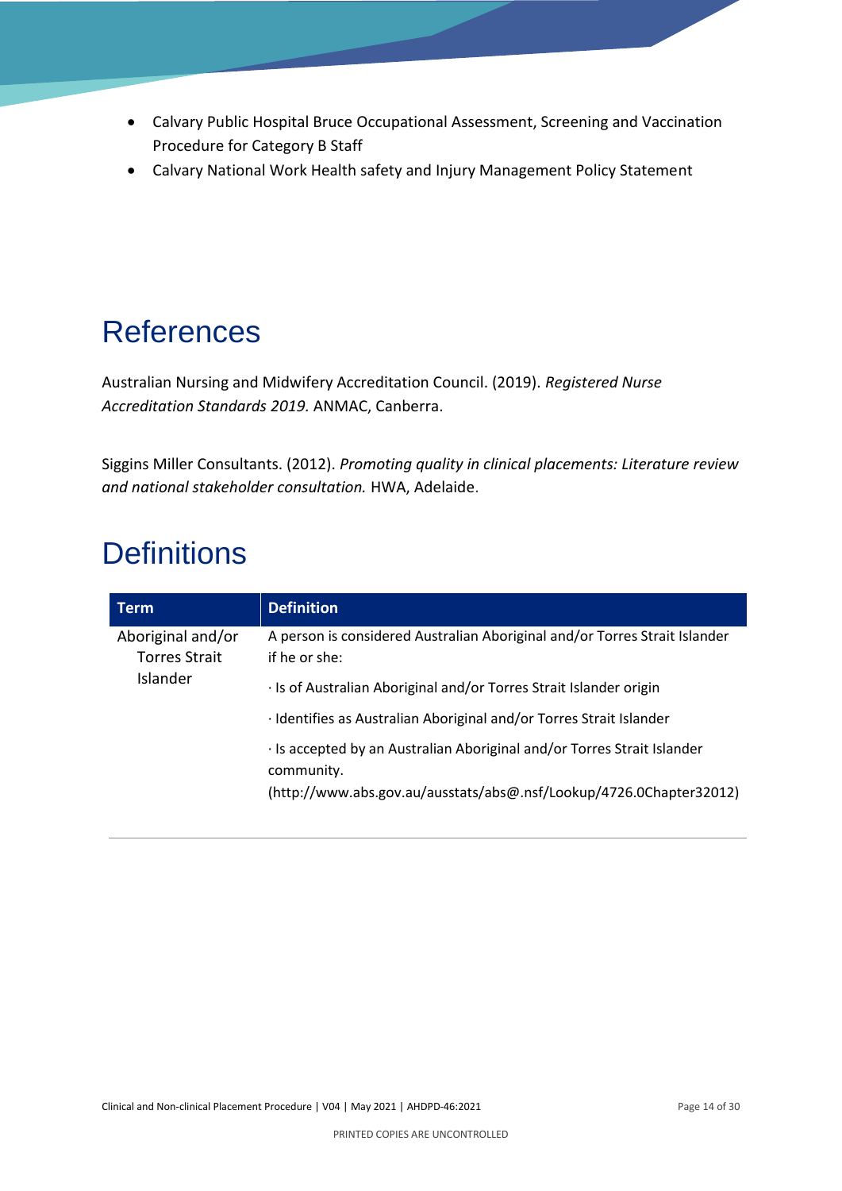- Calvary Public Hospital Bruce Occupational Assessment, Screening and Vaccination Procedure for Category B Staff
- Calvary National Work Health safety and Injury Management Policy Statement

# References

Australian Nursing and Midwifery Accreditation Council. (2019). *Registered Nurse Accreditation Standards 2019.* ANMAC, Canberra.

Siggins Miller Consultants. (2012). *Promoting quality in clinical placements: Literature review and national stakeholder consultation.* HWA, Adelaide.

# Definitions

| Term | Definition |
|---|---|
| Aboriginal and/or Torres Strait Islander | A person is considered Australian Aboriginal and/or Torres Strait Islander if he or she:<br>· Is of Australian Aboriginal and/or Torres Strait Islander origin<br>· Identifies as Australian Aboriginal and/or Torres Strait Islander<br>· Is accepted by an Australian Aboriginal and/or Torres Strait Islander community.<br>(http://www.abs.gov.au/ausstats/abs@.nsf/Lookup/4726.0Chapter32012) |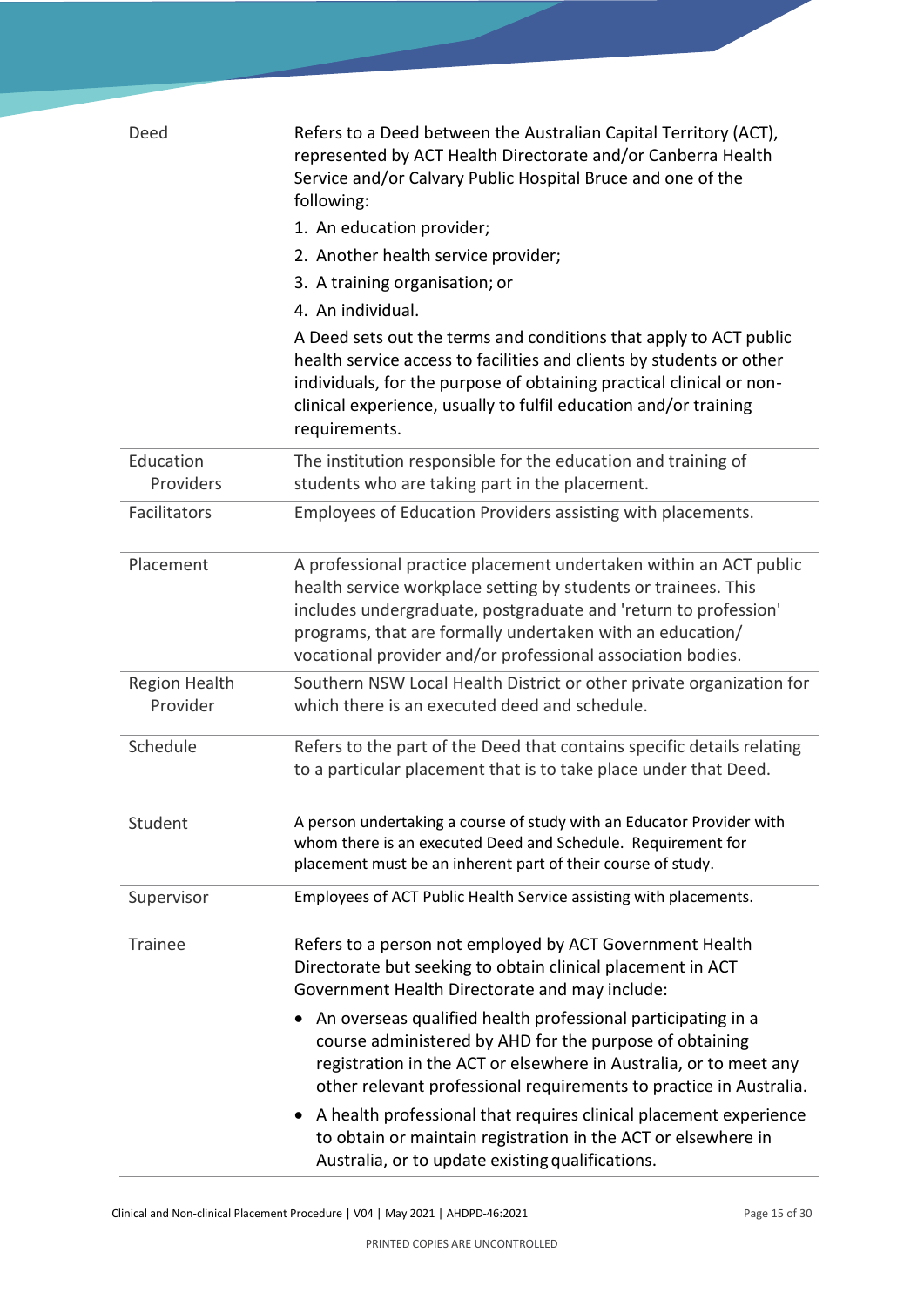| | |
|---|---|
| Deed | Refers to a Deed between the Australian Capital Territory (ACT), represented by ACT Health Directorate and/or Canberra Health Service and/or Calvary Public Hospital Bruce and one of the following:<br>1. An education provider;<br>2. Another health service provider;<br>3. A training organisation; or<br>4. An individual.<br>A Deed sets out the terms and conditions that apply to ACT public health service access to facilities and clients by students or other individuals, for the purpose of obtaining practical clinical or non-clinical experience, usually to fulfil education and/or training requirements. |
| Education Providers | The institution responsible for the education and training of students who are taking part in the placement. |
| Facilitators | Employees of Education Providers assisting with placements. |
| Placement | A professional practice placement undertaken within an ACT public health service workplace setting by students or trainees. This includes undergraduate, postgraduate and 'return to profession' programs, that are formally undertaken with an education/ vocational provider and/or professional association bodies. |
| Region Health Provider | Southern NSW Local Health District or other private organization for which there is an executed deed and schedule. |
| Schedule | Refers to the part of the Deed that contains specific details relating to a particular placement that is to take place under that Deed. |
| Student | A person undertaking a course of study with an Educator Provider with whom there is an executed Deed and Schedule. Requirement for placement must be an inherent part of their course of study. |
| Supervisor | Employees of ACT Public Health Service assisting with placements. |
| Trainee | Refers to a person not employed by ACT Government Health Directorate but seeking to obtain clinical placement in ACT Government Health Directorate and may include:<br>• An overseas qualified health professional participating in a course administered by AHD for the purpose of obtaining registration in the ACT or elsewhere in Australia, or to meet any other relevant professional requirements to practice in Australia.<br>• A health professional that requires clinical placement experience to obtain or maintain registration in the ACT or elsewhere in Australia, or to update existing qualifications. |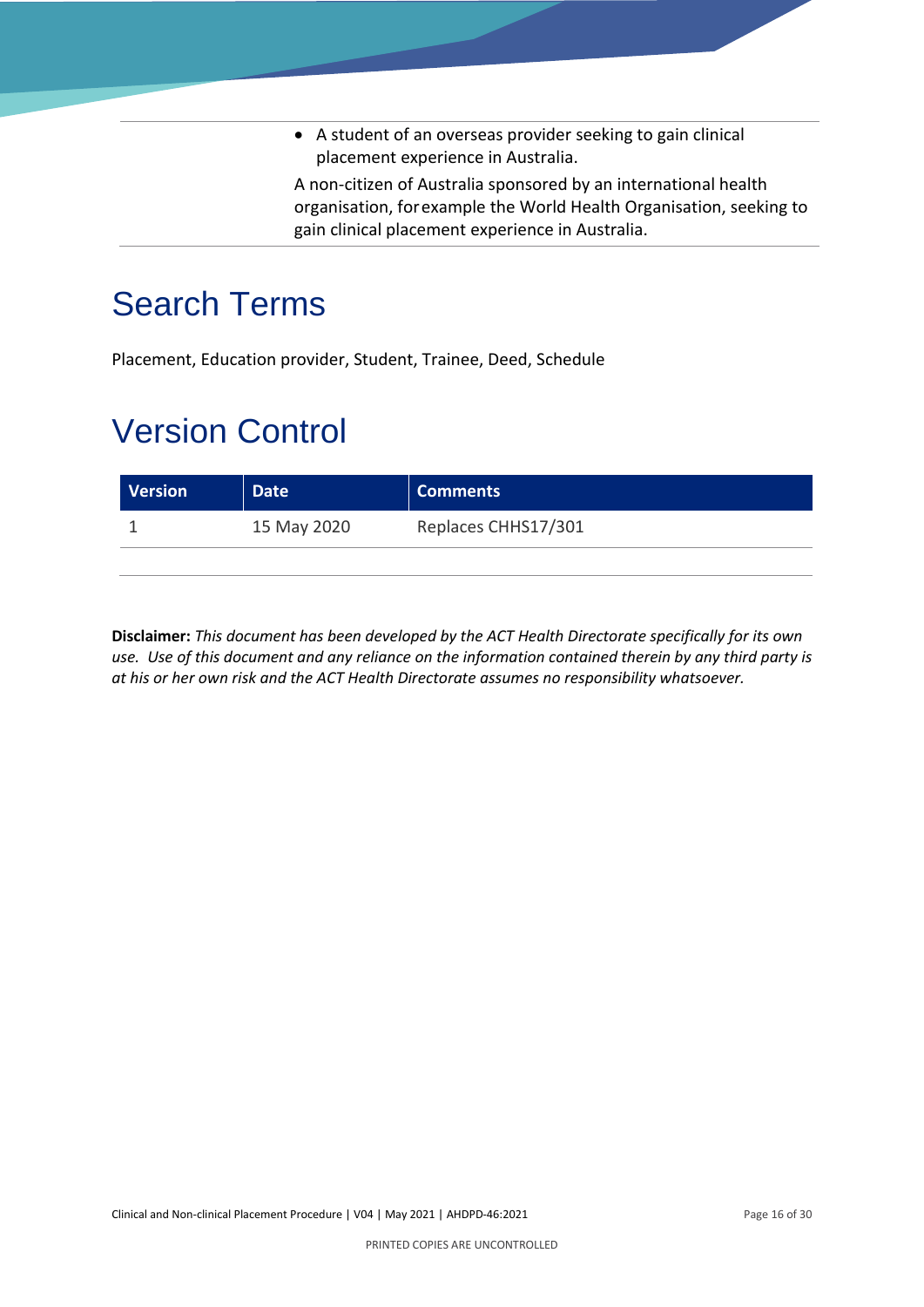- A student of an overseas provider seeking to gain clinical placement experience in Australia.

A non-citizen of Australia sponsored by an international health organisation, for example the World Health Organisation, seeking to gain clinical placement experience in Australia.

# Search Terms

Placement, Education provider, Student, Trainee, Deed, Schedule

# Version Control

| Version | Date | Comments |
|---|---|---|
| 1 | 15 May 2020 | Replaces CHHS17/301 |
| | | |

**Disclaimer:** *This document has been developed by the ACT Health Directorate specifically for its own use. Use of this document and any reliance on the information contained therein by any third party is at his or her own risk and the ACT Health Directorate assumes no responsibility whatsoever.*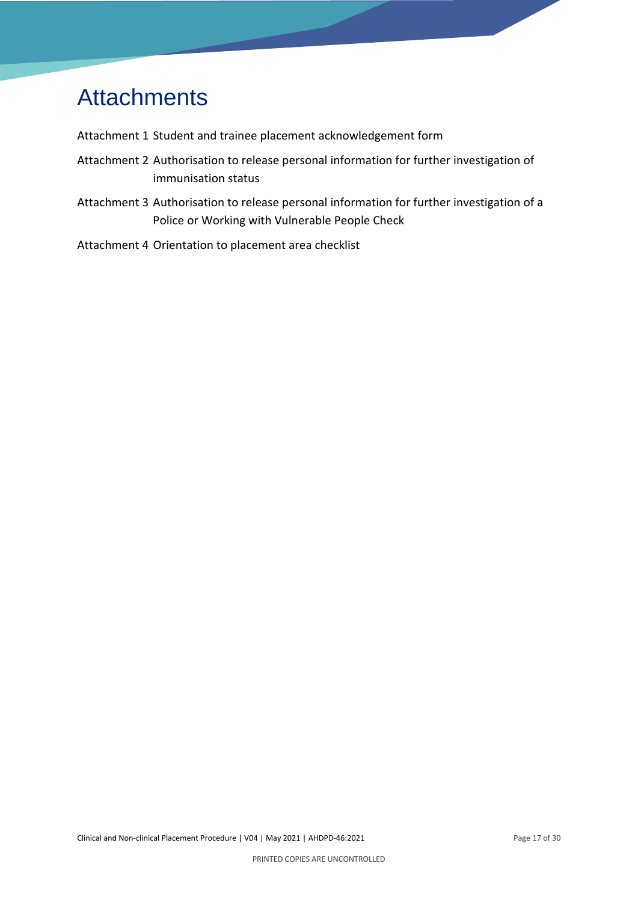# Attachments

Attachment 1 Student and trainee placement acknowledgement form

Attachment 2 Authorisation to release personal information for further investigation of immunisation status

Attachment 3 Authorisation to release personal information for further investigation of a Police or Working with Vulnerable People Check

Attachment 4 Orientation to placement area checklist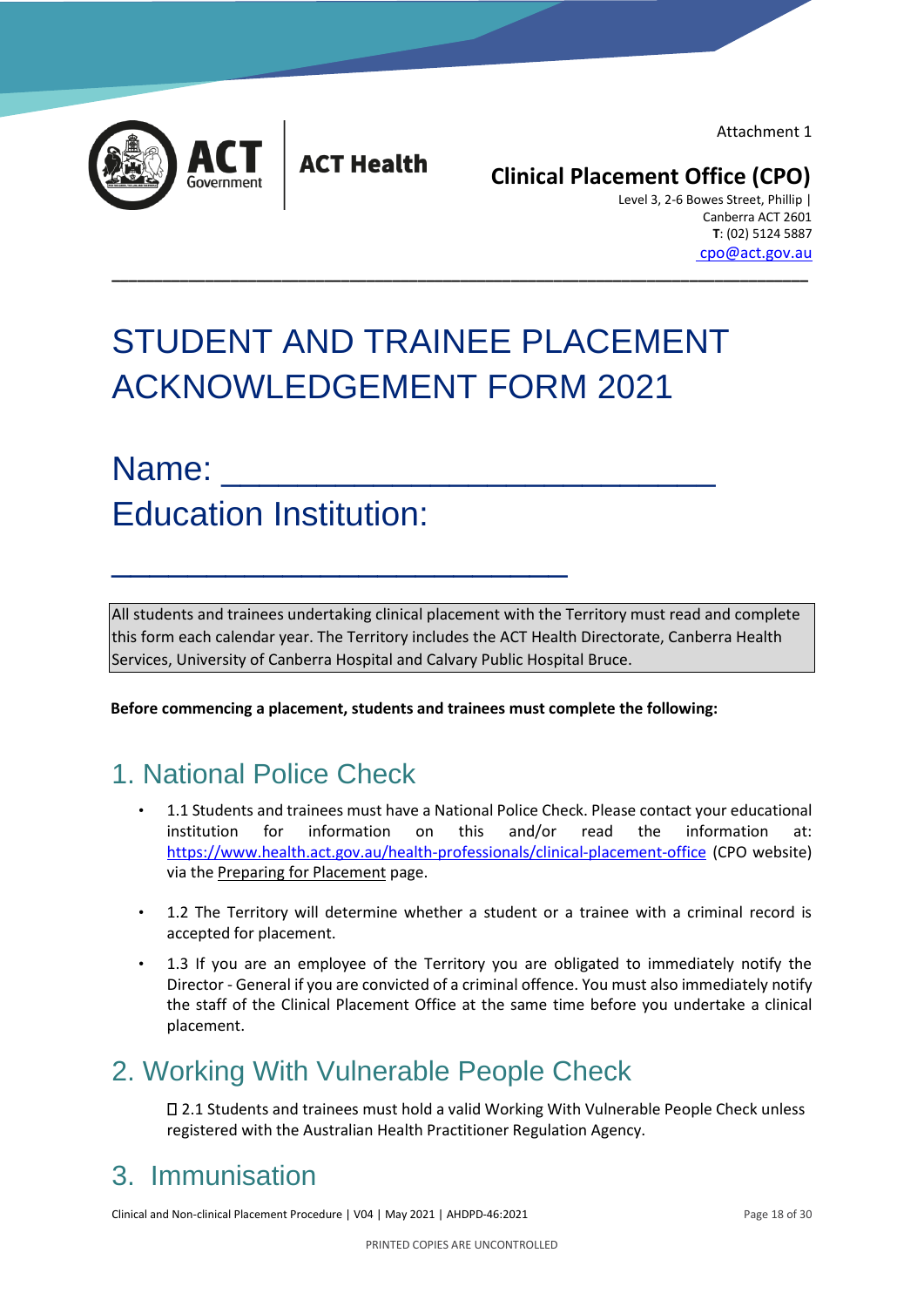Attachment 1

ACT Health

**Clinical Placement Office (CPO)**
Level 3, 2-6 Bowes Street, Phillip |
Canberra ACT 2601
**T**: (02) 5124 5887
cpo@act.gov.au

# STUDENT AND TRAINEE PLACEMENT ACKNOWLEDGEMENT FORM 2021

## Name: ___________________________

## Education Institution: ___________________________

All students and trainees undertaking clinical placement with the Territory must read and complete this form each calendar year. The Territory includes the ACT Health Directorate, Canberra Health Services, University of Canberra Hospital and Calvary Public Hospital Bruce.

**Before commencing a placement, students and trainees must complete the following:**

## 1. National Police Check

- 1.1 Students and trainees must have a National Police Check. Please contact your educational institution for information on this and/or read the information at: https://www.health.act.gov.au/health-professionals/clinical-placement-office (CPO website) via the Preparing for Placement page.
- 1.2 The Territory will determine whether a student or a trainee with a criminal record is accepted for placement.
- 1.3 If you are an employee of the Territory you are obligated to immediately notify the Director - General if you are convicted of a criminal offence. You must also immediately notify the staff of the Clinical Placement Office at the same time before you undertake a clinical placement.

## 2. Working With Vulnerable People Check

☐ 2.1 Students and trainees must hold a valid Working With Vulnerable People Check unless registered with the Australian Health Practitioner Regulation Agency.

## 3. Immunisation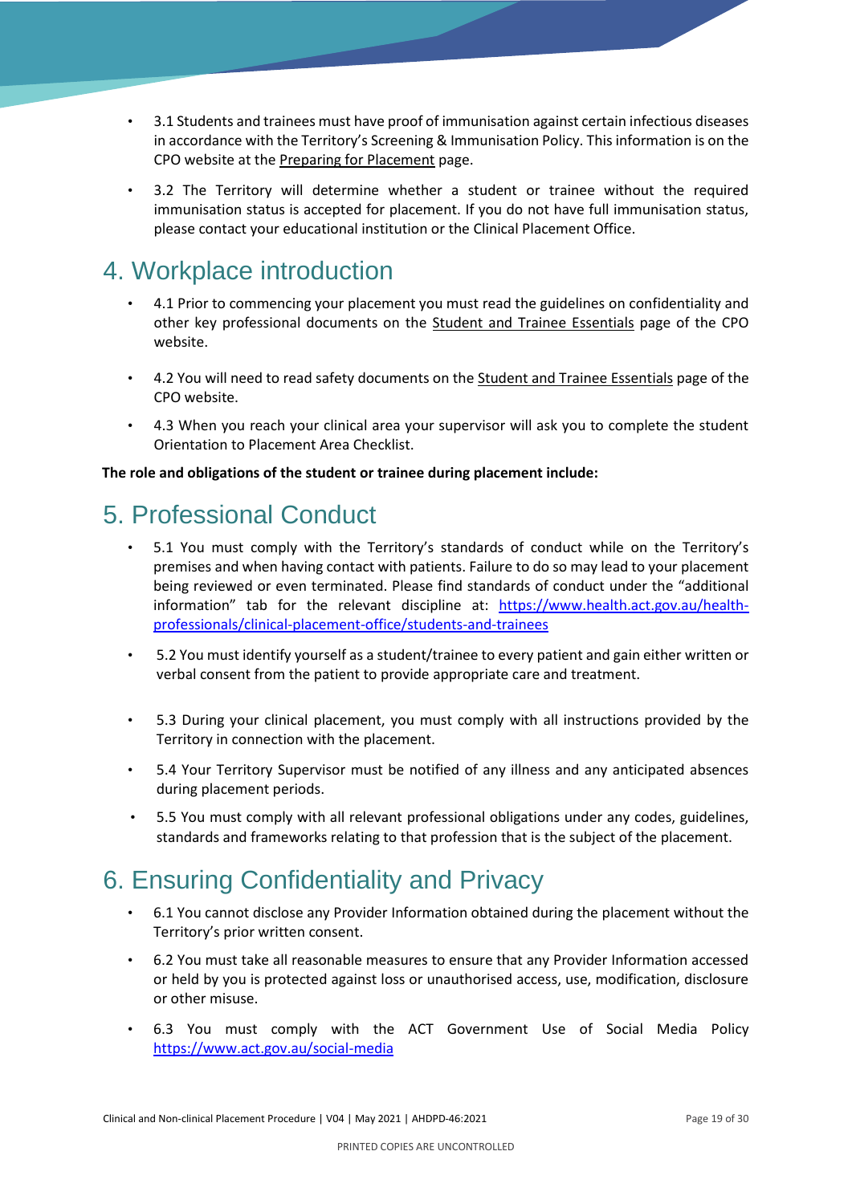- 3.1 Students and trainees must have proof of immunisation against certain infectious diseases in accordance with the Territory's Screening & Immunisation Policy. This information is on the CPO website at the Preparing for Placement page.
- 3.2 The Territory will determine whether a student or trainee without the required immunisation status is accepted for placement. If you do not have full immunisation status, please contact your educational institution or the Clinical Placement Office.

# 4. Workplace introduction

- 4.1 Prior to commencing your placement you must read the guidelines on confidentiality and other key professional documents on the Student and Trainee Essentials page of the CPO website.
- 4.2 You will need to read safety documents on the Student and Trainee Essentials page of the CPO website.
- 4.3 When you reach your clinical area your supervisor will ask you to complete the student Orientation to Placement Area Checklist.

**The role and obligations of the student or trainee during placement include:**

# 5. Professional Conduct

- 5.1 You must comply with the Territory's standards of conduct while on the Territory's premises and when having contact with patients. Failure to do so may lead to your placement being reviewed or even terminated. Please find standards of conduct under the "additional information" tab for the relevant discipline at: https://www.health.act.gov.au/health-professionals/clinical-placement-office/students-and-trainees
- 5.2 You must identify yourself as a student/trainee to every patient and gain either written or verbal consent from the patient to provide appropriate care and treatment.
- 5.3 During your clinical placement, you must comply with all instructions provided by the Territory in connection with the placement.
- 5.4 Your Territory Supervisor must be notified of any illness and any anticipated absences during placement periods.
- 5.5 You must comply with all relevant professional obligations under any codes, guidelines, standards and frameworks relating to that profession that is the subject of the placement.

# 6. Ensuring Confidentiality and Privacy

- 6.1 You cannot disclose any Provider Information obtained during the placement without the Territory's prior written consent.
- 6.2 You must take all reasonable measures to ensure that any Provider Information accessed or held by you is protected against loss or unauthorised access, use, modification, disclosure or other misuse.
- 6.3 You must comply with the ACT Government Use of Social Media Policy https://www.act.gov.au/social-media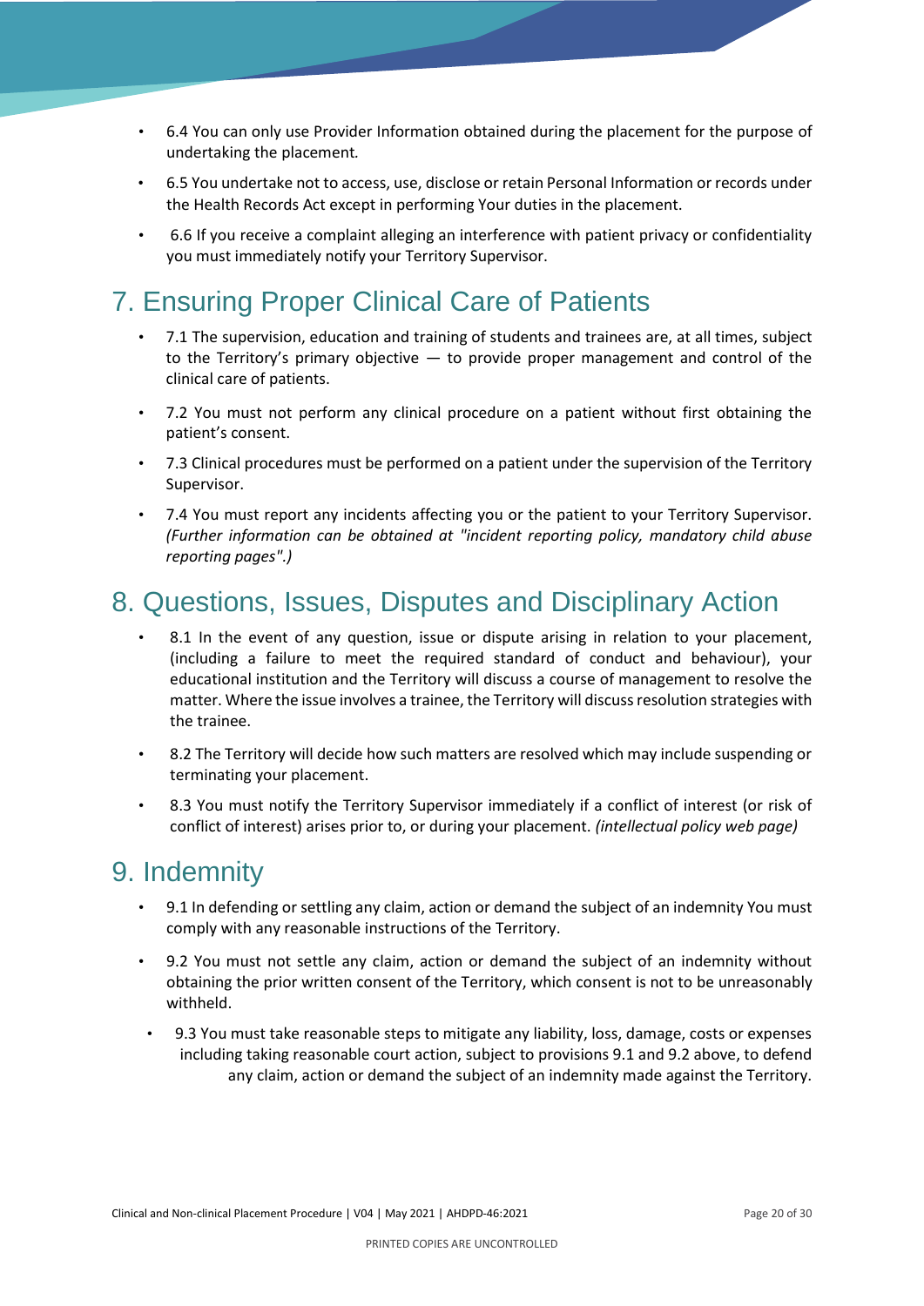- 6.4 You can only use Provider Information obtained during the placement for the purpose of undertaking the placement.
- 6.5 You undertake not to access, use, disclose or retain Personal Information or records under the Health Records Act except in performing Your duties in the placement.
- 6.6 If you receive a complaint alleging an interference with patient privacy or confidentiality you must immediately notify your Territory Supervisor.

## 7. Ensuring Proper Clinical Care of Patients

- 7.1 The supervision, education and training of students and trainees are, at all times, subject to the Territory's primary objective — to provide proper management and control of the clinical care of patients.
- 7.2 You must not perform any clinical procedure on a patient without first obtaining the patient's consent.
- 7.3 Clinical procedures must be performed on a patient under the supervision of the Territory Supervisor.
- 7.4 You must report any incidents affecting you or the patient to your Territory Supervisor. *(Further information can be obtained at "incident reporting policy, mandatory child abuse reporting pages".)*

## 8. Questions, Issues, Disputes and Disciplinary Action

- 8.1 In the event of any question, issue or dispute arising in relation to your placement, (including a failure to meet the required standard of conduct and behaviour), your educational institution and the Territory will discuss a course of management to resolve the matter. Where the issue involves a trainee, the Territory will discuss resolution strategies with the trainee.
- 8.2 The Territory will decide how such matters are resolved which may include suspending or terminating your placement.
- 8.3 You must notify the Territory Supervisor immediately if a conflict of interest (or risk of conflict of interest) arises prior to, or during your placement. *(intellectual policy web page)*

## 9. Indemnity

- 9.1 In defending or settling any claim, action or demand the subject of an indemnity You must comply with any reasonable instructions of the Territory.
- 9.2 You must not settle any claim, action or demand the subject of an indemnity without obtaining the prior written consent of the Territory, which consent is not to be unreasonably withheld.
- 9.3 You must take reasonable steps to mitigate any liability, loss, damage, costs or expenses including taking reasonable court action, subject to provisions 9.1 and 9.2 above, to defend any claim, action or demand the subject of an indemnity made against the Territory.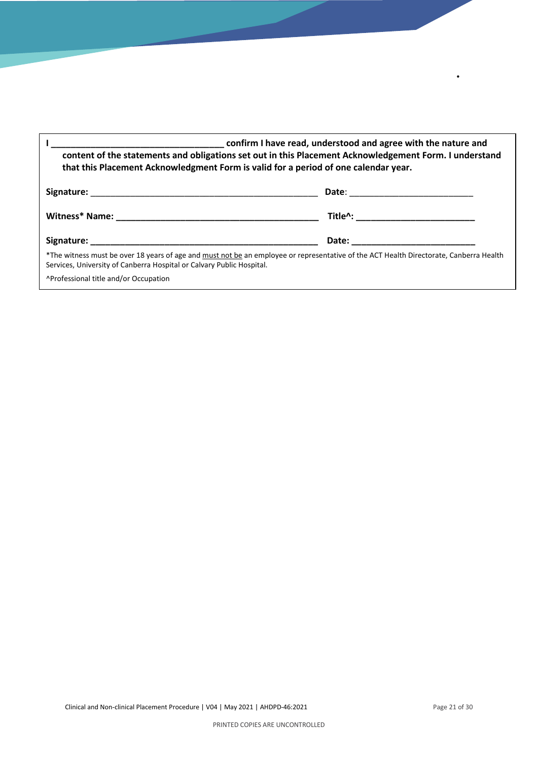**I \_\_\_\_\_\_\_\_\_\_\_\_\_\_\_\_\_\_\_\_\_\_\_\_\_\_\_\_\_\_\_\_\_\_ confirm I have read, understood and agree with the nature and content of the statements and obligations set out in this Placement Acknowledgement Form. I understand that this Placement Acknowledgment Form is valid for a period of one calendar year.**

**Signature:** \_\_\_\_\_\_\_\_\_\_\_\_\_\_\_\_\_\_\_\_\_\_\_\_\_\_\_\_\_\_\_\_\_\_\_\_\_\_\_\_\_\_\_\_\_\_ **Date**: \_\_\_\_\_\_\_\_\_\_\_\_\_\_\_\_\_\_\_\_\_\_\_\_\_\_

**Witness\* Name:** \_\_\_\_\_\_\_\_\_\_\_\_\_\_\_\_\_\_\_\_\_\_\_\_\_\_\_\_\_\_\_\_\_\_\_\_\_\_\_\_\_\_ **Title^:** \_\_\_\_\_\_\_\_\_\_\_\_\_\_\_\_\_\_\_\_\_\_\_\_\_

**Signature:** \_\_\_\_\_\_\_\_\_\_\_\_\_\_\_\_\_\_\_\_\_\_\_\_\_\_\_\_\_\_\_\_\_\_\_\_\_\_\_\_\_\_\_\_\_\_ **Date:** \_\_\_\_\_\_\_\_\_\_\_\_\_\_\_\_\_\_\_\_\_\_\_\_\_\_

\*The witness must be over 18 years of age and must not be an employee or representative of the ACT Health Directorate, Canberra Health Services, University of Canberra Hospital or Calvary Public Hospital.

^Professional title and/or Occupation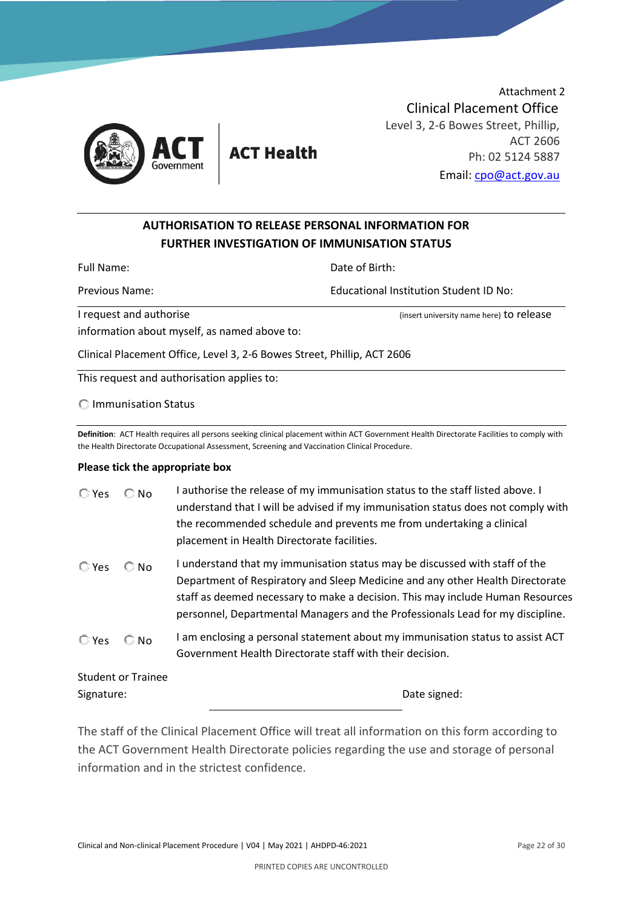Attachment 2

Clinical Placement Office
Level 3, 2-6 Bowes Street, Phillip,
ACT 2606
Ph: 02 5124 5887
Email: cpo@act.gov.au

## AUTHORISATION TO RELEASE PERSONAL INFORMATION FOR FURTHER INVESTIGATION OF IMMUNISATION STATUS

Full Name: Date of Birth:

Previous Name: Educational Institution Student ID No:

I request and authorise (insert university name here) to release information about myself, as named above to:

Clinical Placement Office, Level 3, 2-6 Bowes Street, Phillip, ACT 2606

This request and authorisation applies to:

- ☐ Immunisation Status

**Definition**: ACT Health requires all persons seeking clinical placement within ACT Government Health Directorate Facilities to comply with the Health Directorate Occupational Assessment, Screening and Vaccination Clinical Procedure.

**Please tick the appropriate box**

☐ Yes ☐ No I authorise the release of my immunisation status to the staff listed above. I understand that I will be advised if my immunisation status does not comply with the recommended schedule and prevents me from undertaking a clinical placement in Health Directorate facilities.

☐ Yes ☐ No I understand that my immunisation status may be discussed with staff of the Department of Respiratory and Sleep Medicine and any other Health Directorate staff as deemed necessary to make a decision. This may include Human Resources personnel, Departmental Managers and the Professionals Lead for my discipline.

☐ Yes ☐ No I am enclosing a personal statement about my immunisation status to assist ACT Government Health Directorate staff with their decision.

Student or Trainee Signature: Date signed:

The staff of the Clinical Placement Office will treat all information on this form according to the ACT Government Health Directorate policies regarding the use and storage of personal information and in the strictest confidence.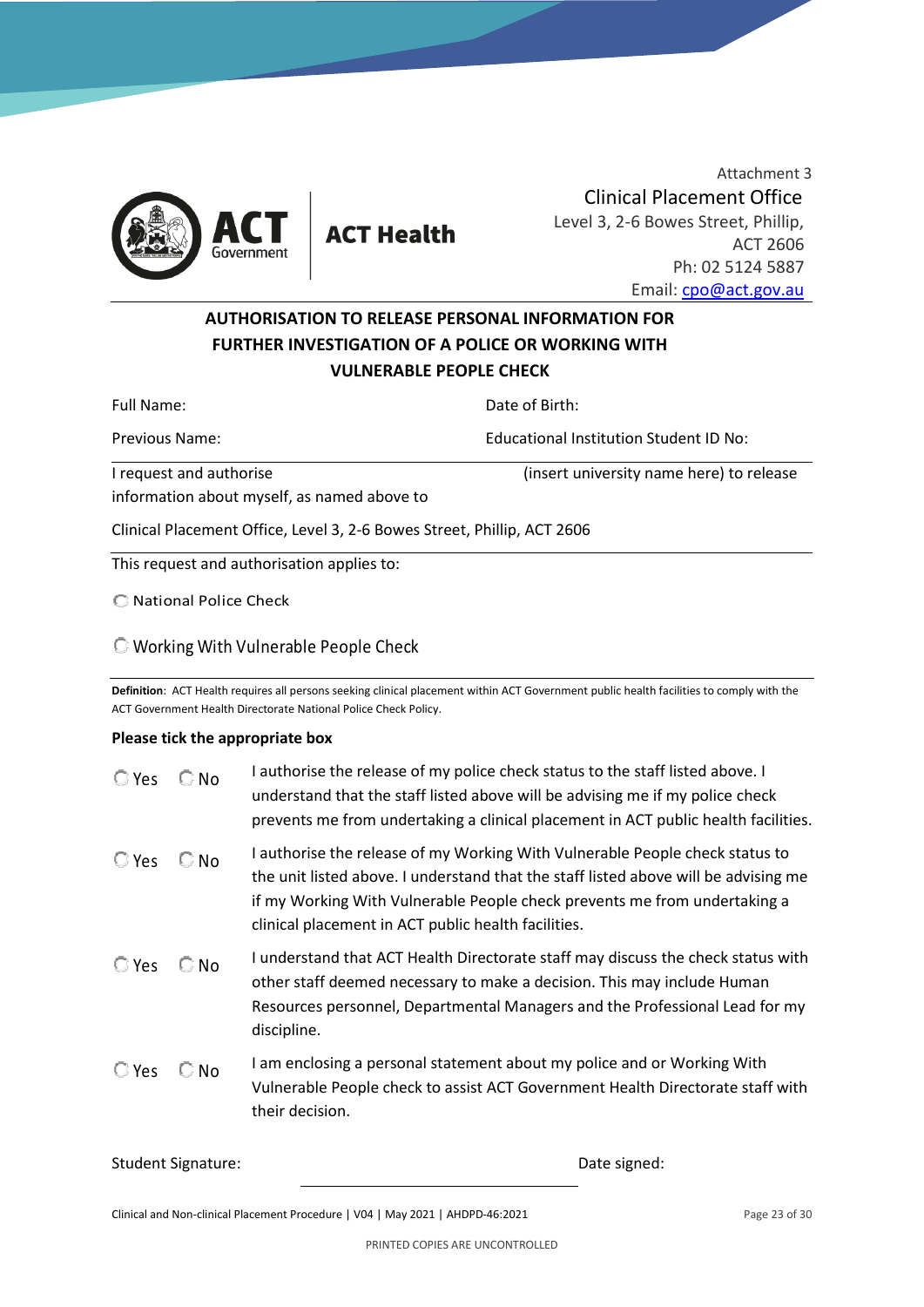Attachment 3

Clinical Placement Office
Level 3, 2-6 Bowes Street, Phillip, ACT 2606
Ph: 02 5124 5887
Email: cpo@act.gov.au

ACT Government | ACT Health

## AUTHORISATION TO RELEASE PERSONAL INFORMATION FOR FURTHER INVESTIGATION OF A POLICE OR WORKING WITH VULNERABLE PEOPLE CHECK

Full Name: Date of Birth:

Previous Name: Educational Institution Student ID No:

I request and authorise (insert university name here) to release information about myself, as named above to

Clinical Placement Office, Level 3, 2-6 Bowes Street, Phillip, ACT 2606

This request and authorisation applies to:

- ☐ National Police Check
- ☐ Working With Vulnerable People Check

**Definition**: ACT Health requires all persons seeking clinical placement within ACT Government public health facilities to comply with the ACT Government Health Directorate National Police Check Policy.

**Please tick the appropriate box**

| | | |
|---|---|---|
| ☐ Yes | ☐ No | I authorise the release of my police check status to the staff listed above. I understand that the staff listed above will be advising me if my police check prevents me from undertaking a clinical placement in ACT public health facilities. |
| ☐ Yes | ☐ No | I authorise the release of my Working With Vulnerable People check status to the unit listed above. I understand that the staff listed above will be advising me if my Working With Vulnerable People check prevents me from undertaking a clinical placement in ACT public health facilities. |
| ☐ Yes | ☐ No | I understand that ACT Health Directorate staff may discuss the check status with other staff deemed necessary to make a decision. This may include Human Resources personnel, Departmental Managers and the Professional Lead for my discipline. |
| ☐ Yes | ☐ No | I am enclosing a personal statement about my police and or Working With Vulnerable People check to assist ACT Government Health Directorate staff with their decision. |

Student Signature: \_\_\_\_\_\_\_\_\_\_\_\_\_\_\_\_\_\_\_\_ Date signed: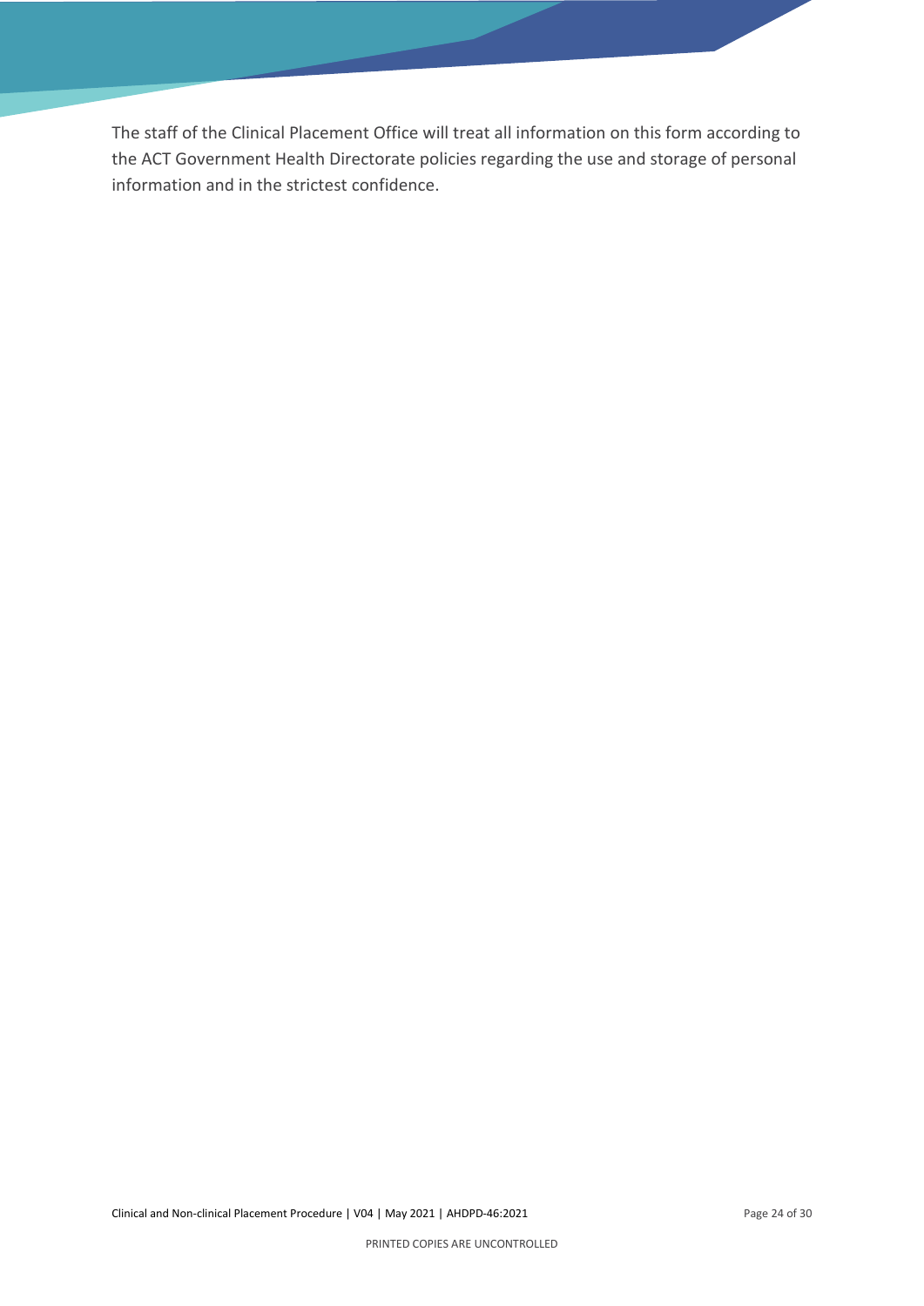The staff of the Clinical Placement Office will treat all information on this form according to the ACT Government Health Directorate policies regarding the use and storage of personal information and in the strictest confidence.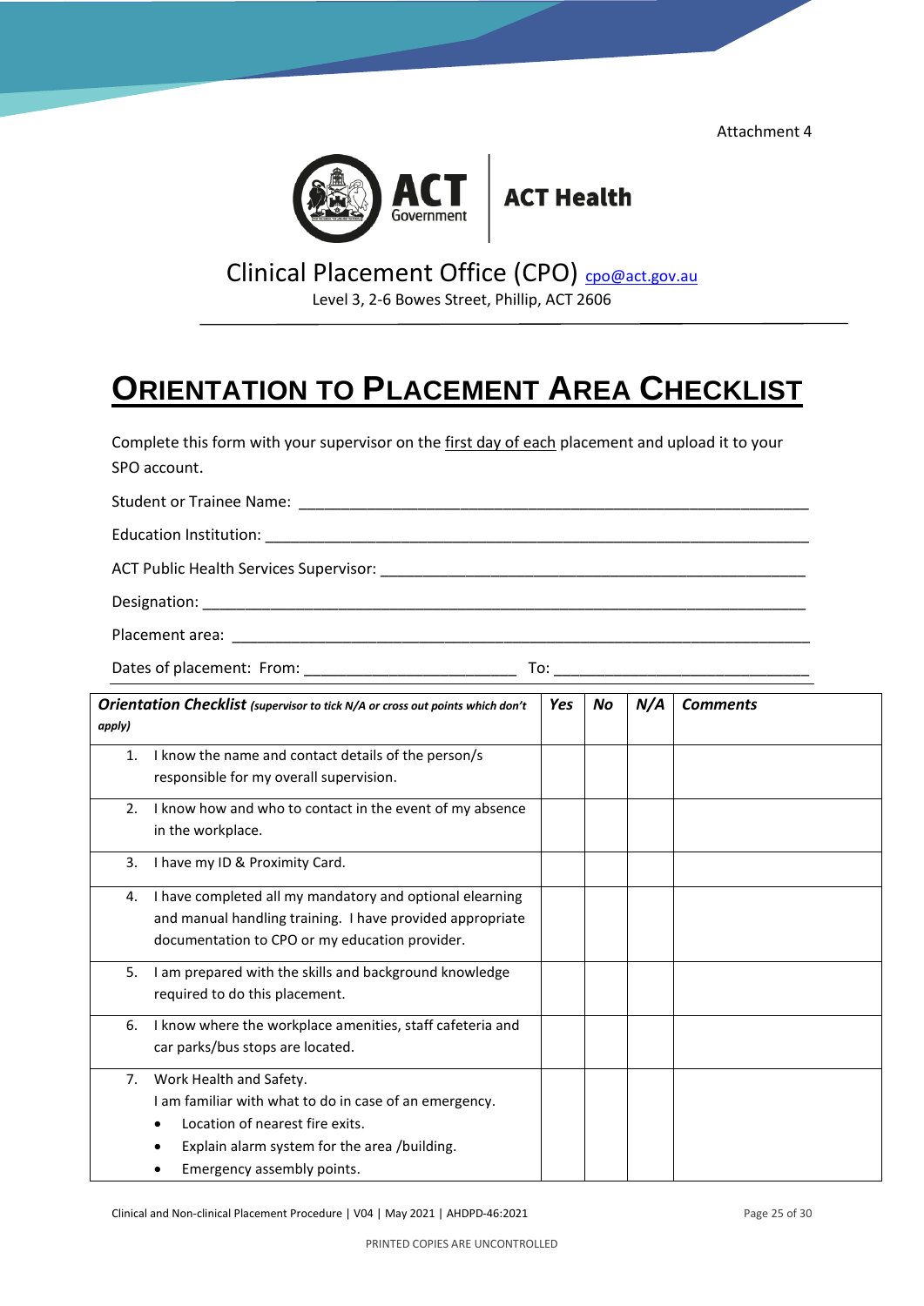Attachment 4

ACT Government | ACT Health

Clinical Placement Office (CPO) cpo@act.gov.au

Level 3, 2-6 Bowes Street, Phillip, ACT 2606

# ORIENTATION TO PLACEMENT AREA CHECKLIST

Complete this form with your supervisor on the first day of each placement and upload it to your SPO account.

Student or Trainee Name: ___________________________________________________________

Education Institution: ______________________________________________________________

ACT Public Health Services Supervisor: _______________________________________________

Designation: ______________________________________________________________________

Placement area: ___________________________________________________________________

Dates of placement: From: _______________________ To: ___________________________

| ***Orientation Checklist*** *(supervisor to tick N/A or cross out points which don't apply)* | ***Yes*** | ***No*** | ***N/A*** | ***Comments*** |
|---|---|---|---|---|
| 1. I know the name and contact details of the person/s responsible for my overall supervision. | | | | |
| 2. I know how and who to contact in the event of my absence in the workplace. | | | | |
| 3. I have my ID & Proximity Card. | | | | |
| 4. I have completed all my mandatory and optional elearning and manual handling training. I have provided appropriate documentation to CPO or my education provider. | | | | |
| 5. I am prepared with the skills and background knowledge required to do this placement. | | | | |
| 6. I know where the workplace amenities, staff cafeteria and car parks/bus stops are located. | | | | |
| 7. Work Health and Safety. I am familiar with what to do in case of an emergency. <br>• Location of nearest fire exits. <br>• Explain alarm system for the area /building. <br>• Emergency assembly points. | | | | |

Clinical and Non-clinical Placement Procedure | V04 | May 2021 | AHDPD-46:2021

PRINTED COPIES ARE UNCONTROLLED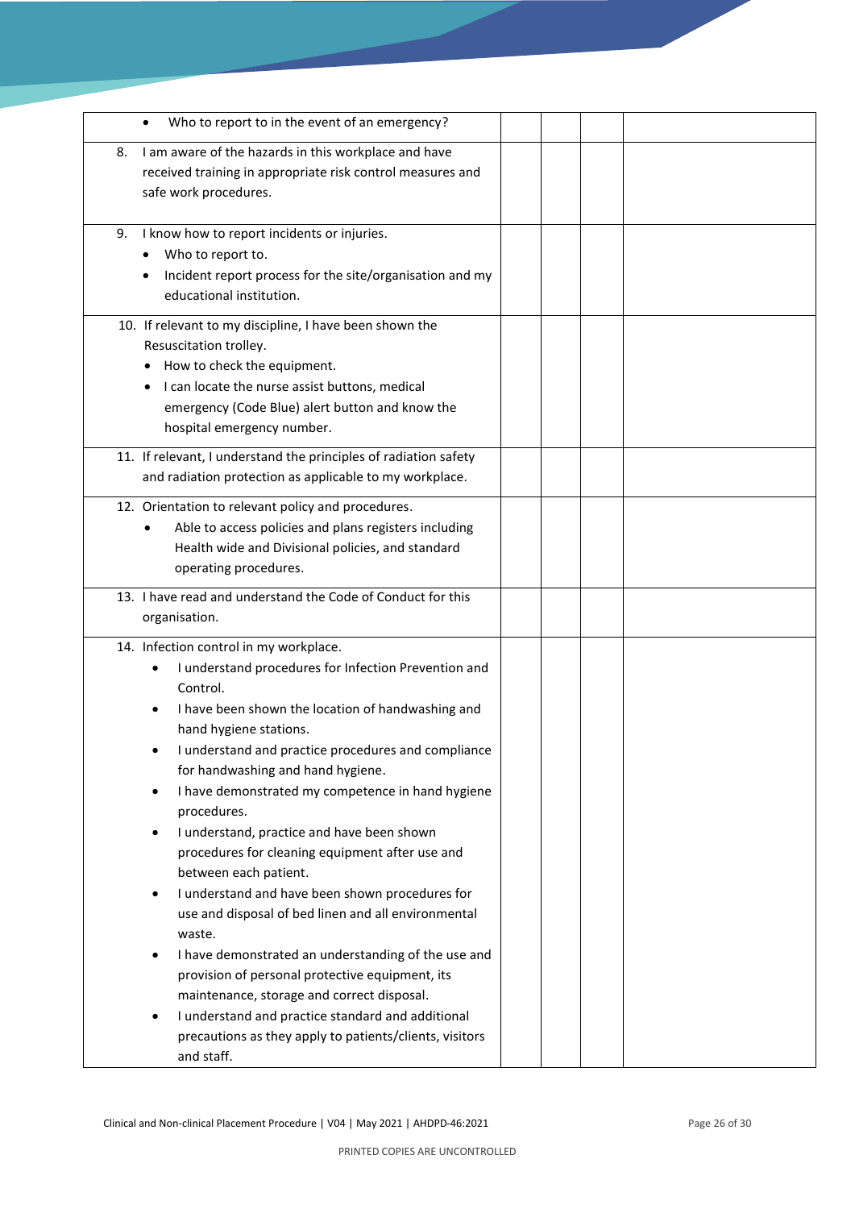| | | | | |
|---|---|---|---|---|
| • Who to report to in the event of an emergency? | | | | |
| 8. I am aware of the hazards in this workplace and have received training in appropriate risk control measures and safe work procedures. | | | | |
| 9. I know how to report incidents or injuries.<br>• Who to report to.<br>• Incident report process for the site/organisation and my educational institution. | | | | |
| 10. If relevant to my discipline, I have been shown the Resuscitation trolley.<br>• How to check the equipment.<br>• I can locate the nurse assist buttons, medical emergency (Code Blue) alert button and know the hospital emergency number. | | | | |
| 11. If relevant, I understand the principles of radiation safety and radiation protection as applicable to my workplace. | | | | |
| 12. Orientation to relevant policy and procedures.<br>• Able to access policies and plans registers including Health wide and Divisional policies, and standard operating procedures. | | | | |
| 13. I have read and understand the Code of Conduct for this organisation. | | | | |
| 14. Infection control in my workplace.<br>• I understand procedures for Infection Prevention and Control.<br>• I have been shown the location of handwashing and hand hygiene stations.<br>• I understand and practice procedures and compliance for handwashing and hand hygiene.<br>• I have demonstrated my competence in hand hygiene procedures.<br>• I understand, practice and have been shown procedures for cleaning equipment after use and between each patient.<br>• I understand and have been shown procedures for use and disposal of bed linen and all environmental waste.<br>• I have demonstrated an understanding of the use and provision of personal protective equipment, its maintenance, storage and correct disposal.<br>• I understand and practice standard and additional precautions as they apply to patients/clients, visitors and staff. | | | | |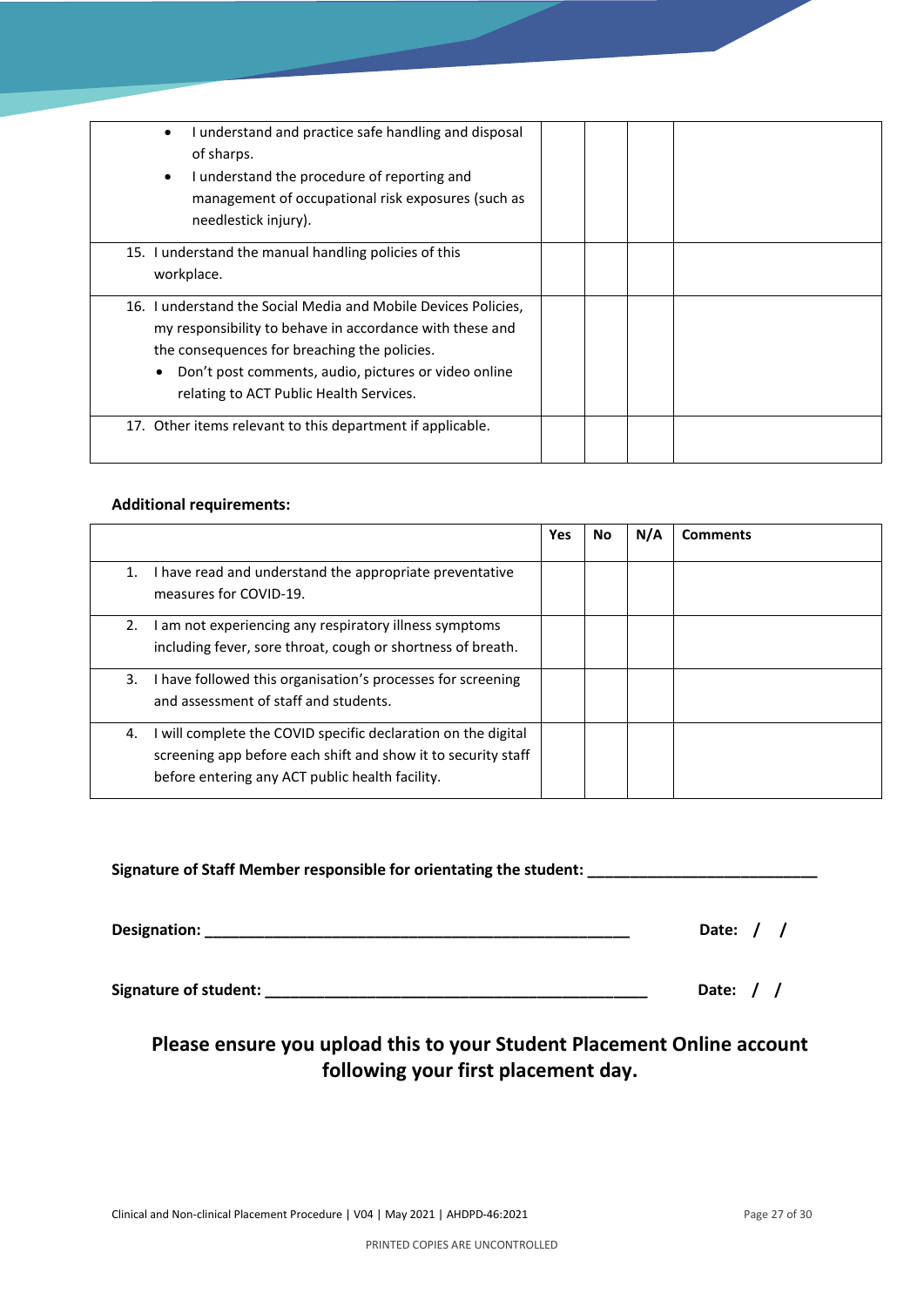| | | | | |
|---|---|---|---|---|
| • I understand and practice safe handling and disposal of sharps.<br>• I understand the procedure of reporting and management of occupational risk exposures (such as needlestick injury). | | | | |
| 15. I understand the manual handling policies of this workplace. | | | | |
| 16. I understand the Social Media and Mobile Devices Policies, my responsibility to behave in accordance with these and the consequences for breaching the policies.<br>• Don't post comments, audio, pictures or video online relating to ACT Public Health Services. | | | | |
| 17. Other items relevant to this department if applicable. | | | | |

**Additional requirements:**

| | Yes | No | N/A | Comments |
|---|---|---|---|---|
| 1. I have read and understand the appropriate preventative measures for COVID-19. | | | | |
| 2. I am not experiencing any respiratory illness symptoms including fever, sore throat, cough or shortness of breath. | | | | |
| 3. I have followed this organisation's processes for screening and assessment of staff and students. | | | | |
| 4. I will complete the COVID specific declaration on the digital screening app before each shift and show it to security staff before entering any ACT public health facility. | | | | |

**Signature of Staff Member responsible for orientating the student: ___________________________**

**Designation: __________________________________________________** **Date: / /**

**Signature of student: _____________________________________________** **Date: / /**

**Please ensure you upload this to your Student Placement Online account following your first placement day.**